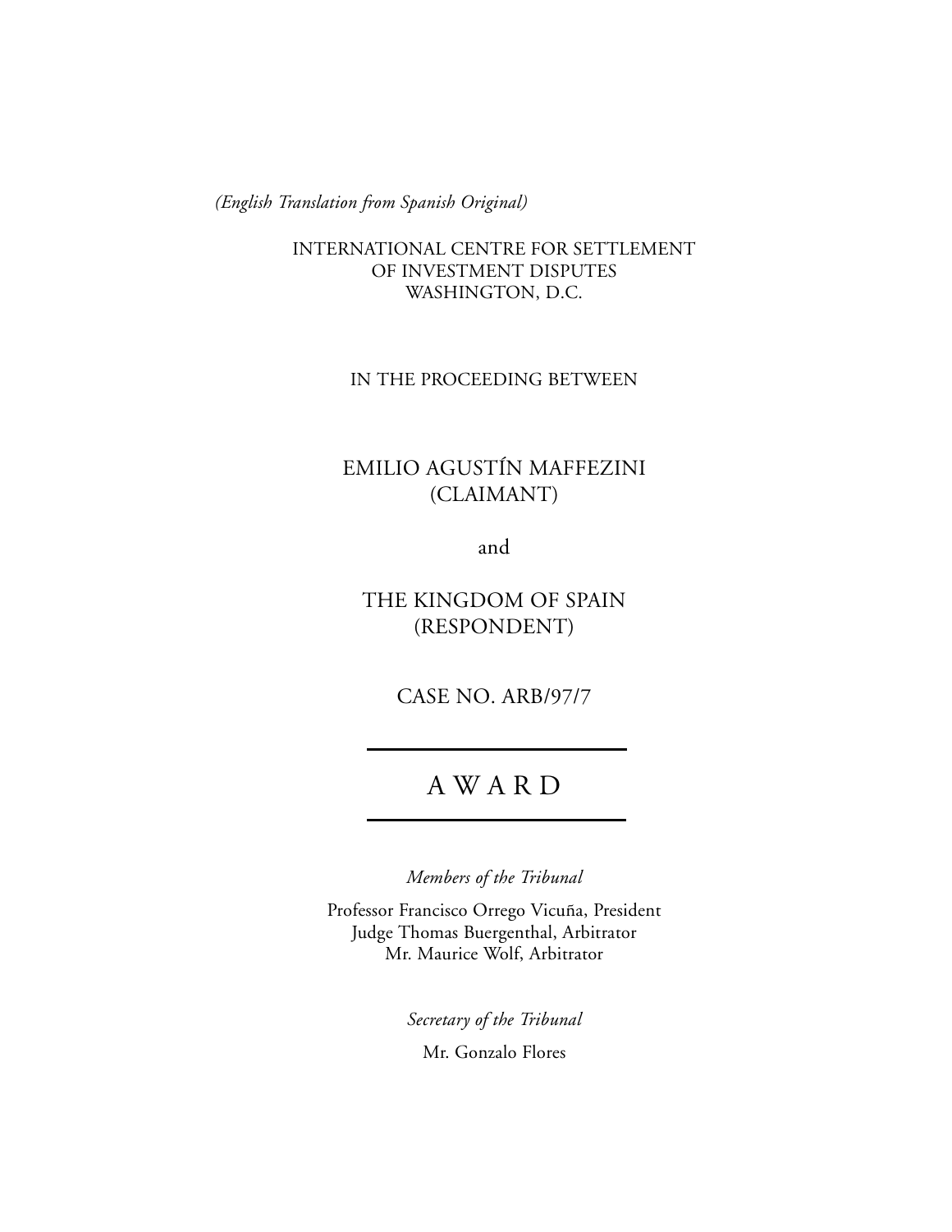*(English Translation from Spanish Original)*

INTERNATIONAL CENTRE FOR SETTLEMENT
OF INVESTMENT DISPUTES
WASHINGTON, D.C.

IN THE PROCEEDING BETWEEN

EMILIO AGUSTÍN MAFFEZINI
(CLAIMANT)

and

THE KINGDOM OF SPAIN
(RESPONDENT)

CASE NO. ARB/97/7

---

# A W A R D

---

*Members of the Tribunal*

Professor Francisco Orrego Vicuña, President
Judge Thomas Buergenthal, Arbitrator
Mr. Maurice Wolf, Arbitrator

*Secretary of the Tribunal*

Mr. Gonzalo Flores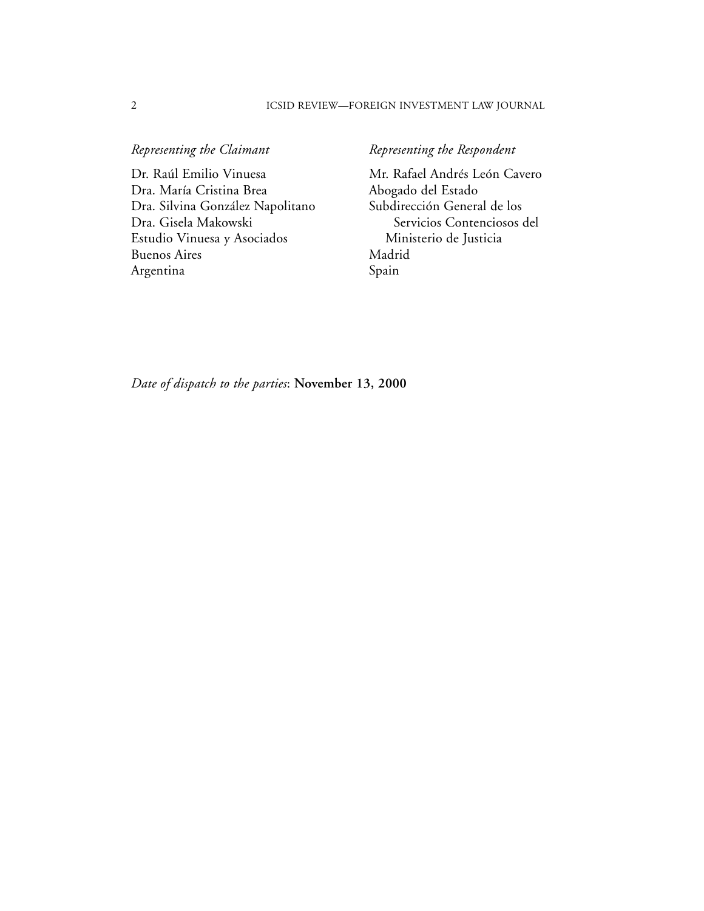*Representing the Claimant*

Dr. Raúl Emilio Vinuesa
Dra. María Cristina Brea
Dra. Silvina González Napolitano
Dra. Gisela Makowski
Estudio Vinuesa y Asociados
Buenos Aires
Argentina

*Representing the Respondent*

Mr. Rafael Andrés León Cavero
Abogado del Estado
Subdirección General de los Servicios Contenciosos del Ministerio de Justicia
Madrid
Spain

*Date of dispatch to the parties*: **November 13, 2000**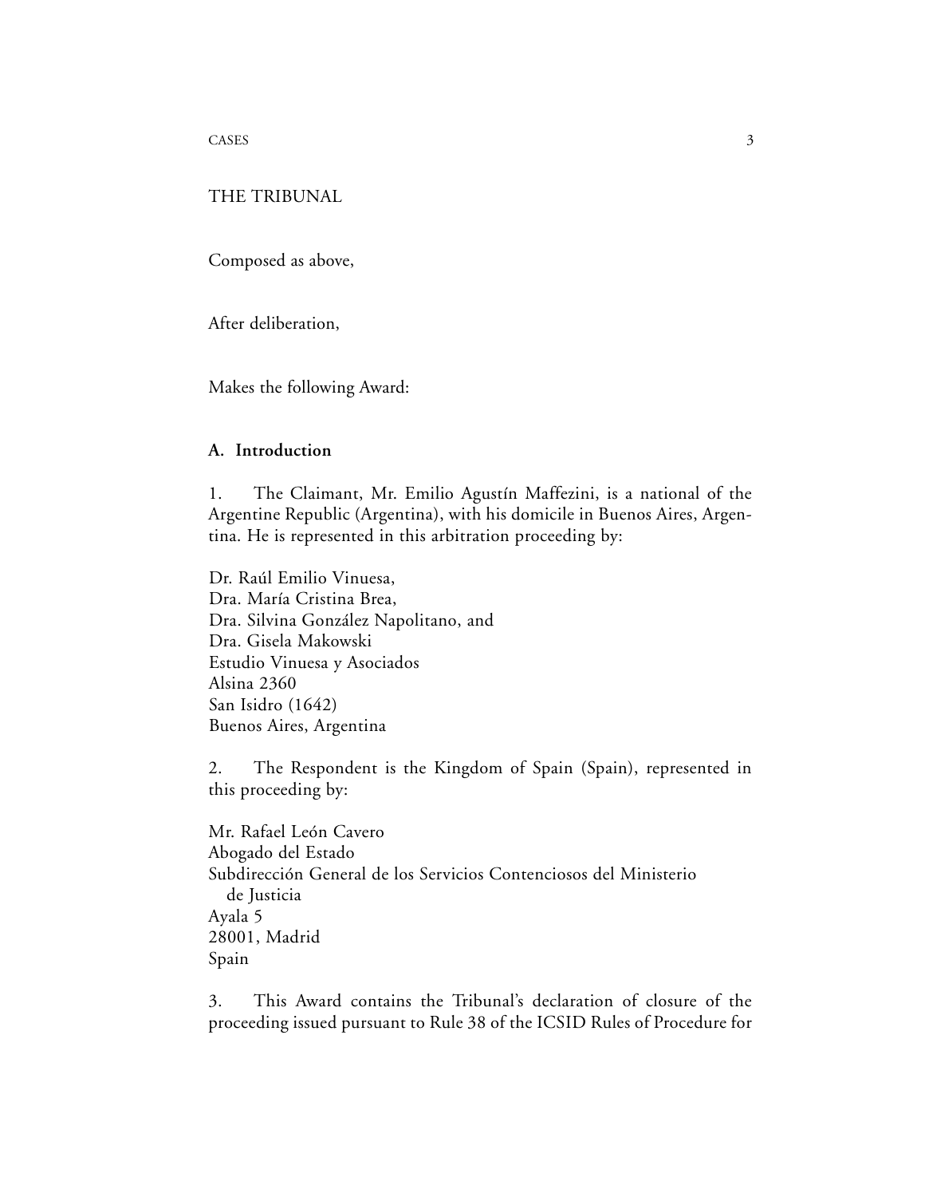THE TRIBUNAL

Composed as above,

After deliberation,

Makes the following Award:

## A. Introduction

1. The Claimant, Mr. Emilio Agustín Maffezini, is a national of the Argentine Republic (Argentina), with his domicile in Buenos Aires, Argentina. He is represented in this arbitration proceeding by:

Dr. Raúl Emilio Vinuesa,
Dra. María Cristina Brea,
Dra. Silvina González Napolitano, and
Dra. Gisela Makowski
Estudio Vinuesa y Asociados
Alsina 2360
San Isidro (1642)
Buenos Aires, Argentina

2. The Respondent is the Kingdom of Spain (Spain), represented in this proceeding by:

Mr. Rafael León Cavero
Abogado del Estado
Subdirección General de los Servicios Contenciosos del Ministerio de Justicia
Ayala 5
28001, Madrid
Spain

3. This Award contains the Tribunal's declaration of closure of the proceeding issued pursuant to Rule 38 of the ICSID Rules of Procedure for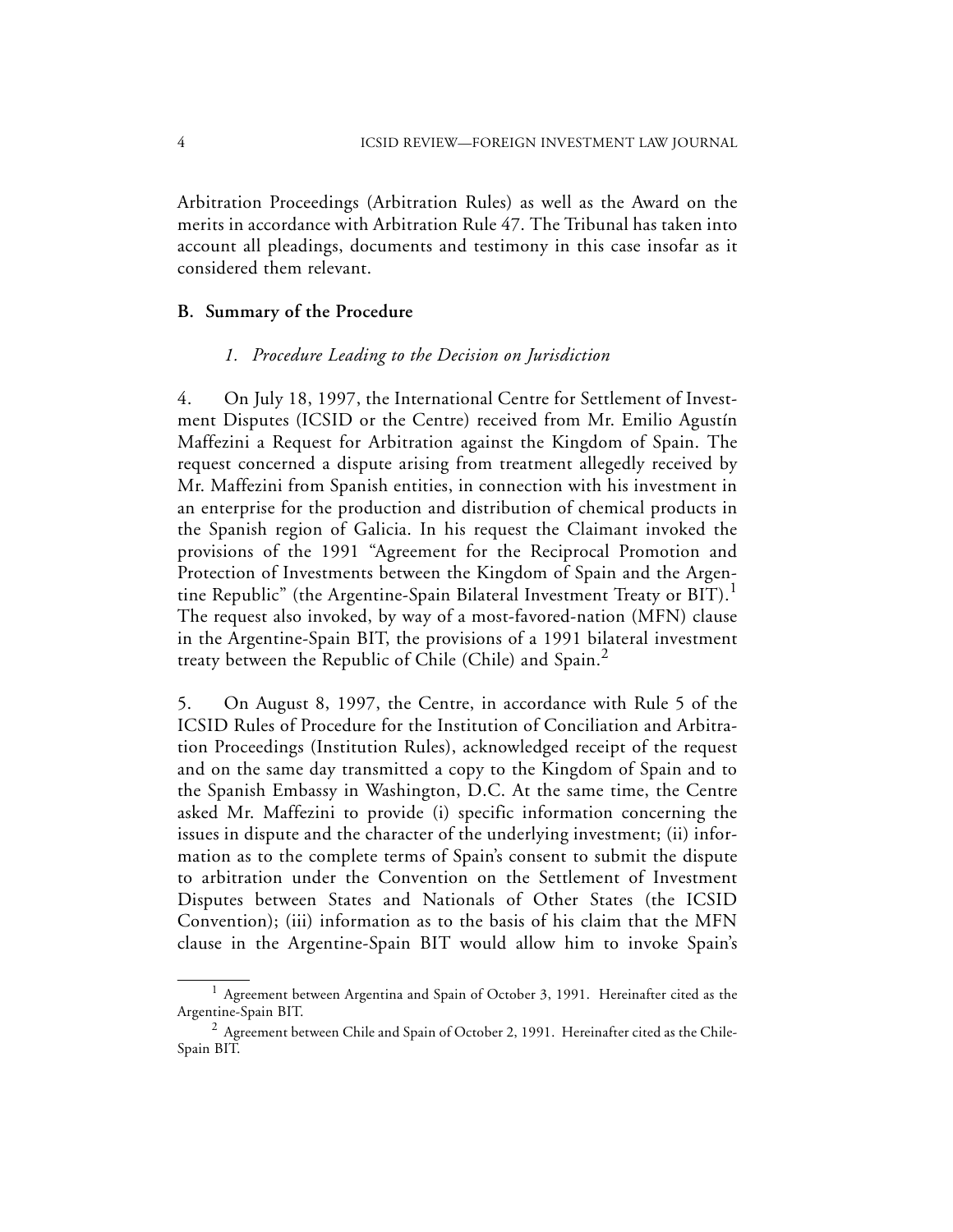Arbitration Proceedings (Arbitration Rules) as well as the Award on the merits in accordance with Arbitration Rule 47. The Tribunal has taken into account all pleadings, documents and testimony in this case insofar as it considered them relevant.

## B. Summary of the Procedure

### *1. Procedure Leading to the Decision on Jurisdiction*

4. On July 18, 1997, the International Centre for Settlement of Investment Disputes (ICSID or the Centre) received from Mr. Emilio Agustín Maffezini a Request for Arbitration against the Kingdom of Spain. The request concerned a dispute arising from treatment allegedly received by Mr. Maffezini from Spanish entities, in connection with his investment in an enterprise for the production and distribution of chemical products in the Spanish region of Galicia. In his request the Claimant invoked the provisions of the 1991 "Agreement for the Reciprocal Promotion and Protection of Investments between the Kingdom of Spain and the Argentine Republic" (the Argentine-Spain Bilateral Investment Treaty or BIT).[1] The request also invoked, by way of a most-favored-nation (MFN) clause in the Argentine-Spain BIT, the provisions of a 1991 bilateral investment treaty between the Republic of Chile (Chile) and Spain.[2]

5. On August 8, 1997, the Centre, in accordance with Rule 5 of the ICSID Rules of Procedure for the Institution of Conciliation and Arbitration Proceedings (Institution Rules), acknowledged receipt of the request and on the same day transmitted a copy to the Kingdom of Spain and to the Spanish Embassy in Washington, D.C. At the same time, the Centre asked Mr. Maffezini to provide (i) specific information concerning the issues in dispute and the character of the underlying investment; (ii) information as to the complete terms of Spain's consent to submit the dispute to arbitration under the Convention on the Settlement of Investment Disputes between States and Nationals of Other States (the ICSID Convention); (iii) information as to the basis of his claim that the MFN clause in the Argentine-Spain BIT would allow him to invoke Spain's

[1] Agreement between Argentina and Spain of October 3, 1991. Hereinafter cited as the Argentine-Spain BIT.

[2] Agreement between Chile and Spain of October 2, 1991. Hereinafter cited as the Chile-Spain BIT.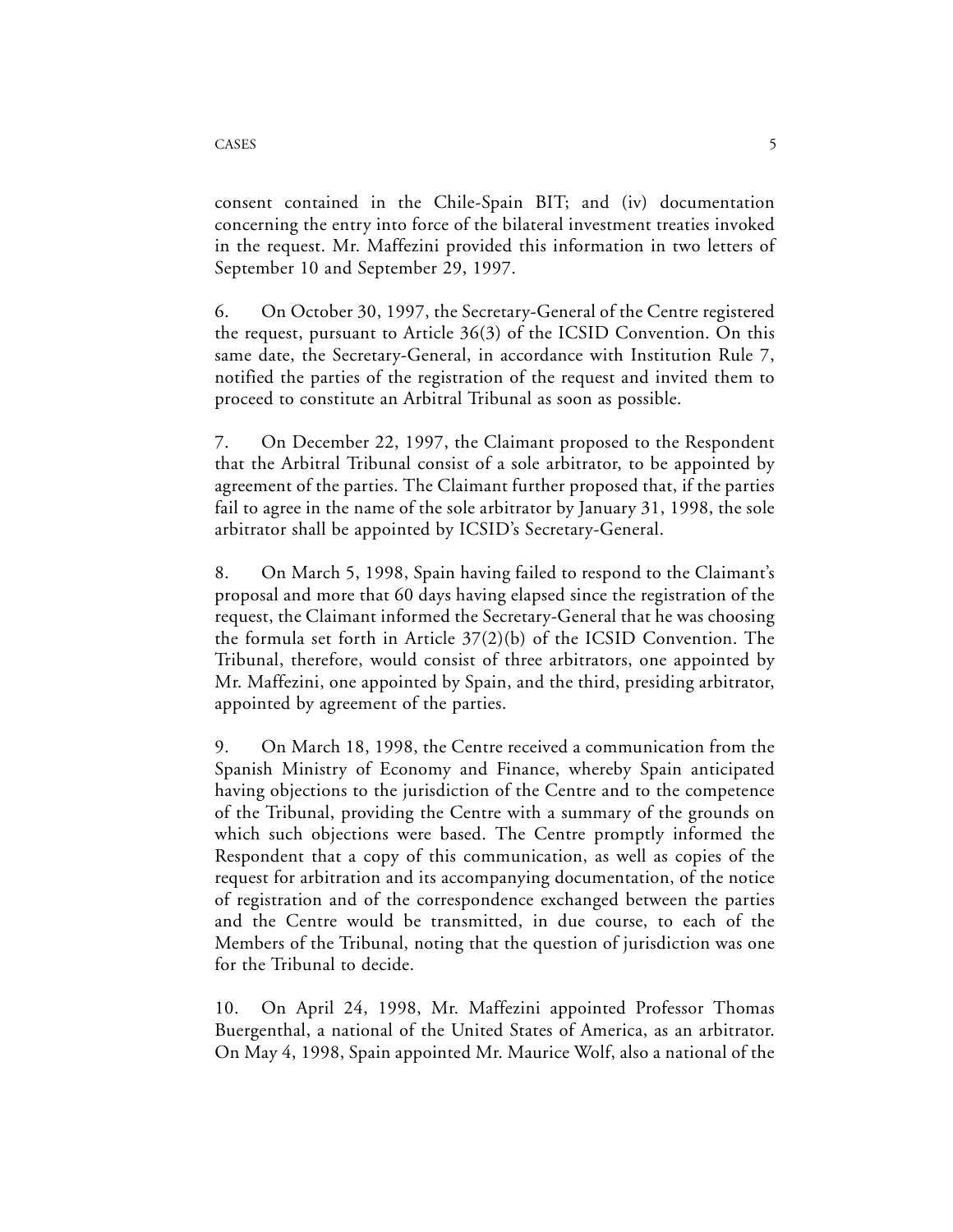consent contained in the Chile-Spain BIT; and (iv) documentation concerning the entry into force of the bilateral investment treaties invoked in the request. Mr. Maffezini provided this information in two letters of September 10 and September 29, 1997.

6. On October 30, 1997, the Secretary-General of the Centre registered the request, pursuant to Article 36(3) of the ICSID Convention. On this same date, the Secretary-General, in accordance with Institution Rule 7, notified the parties of the registration of the request and invited them to proceed to constitute an Arbitral Tribunal as soon as possible.

7. On December 22, 1997, the Claimant proposed to the Respondent that the Arbitral Tribunal consist of a sole arbitrator, to be appointed by agreement of the parties. The Claimant further proposed that, if the parties fail to agree in the name of the sole arbitrator by January 31, 1998, the sole arbitrator shall be appointed by ICSID's Secretary-General.

8. On March 5, 1998, Spain having failed to respond to the Claimant's proposal and more that 60 days having elapsed since the registration of the request, the Claimant informed the Secretary-General that he was choosing the formula set forth in Article 37(2)(b) of the ICSID Convention. The Tribunal, therefore, would consist of three arbitrators, one appointed by Mr. Maffezini, one appointed by Spain, and the third, presiding arbitrator, appointed by agreement of the parties.

9. On March 18, 1998, the Centre received a communication from the Spanish Ministry of Economy and Finance, whereby Spain anticipated having objections to the jurisdiction of the Centre and to the competence of the Tribunal, providing the Centre with a summary of the grounds on which such objections were based. The Centre promptly informed the Respondent that a copy of this communication, as well as copies of the request for arbitration and its accompanying documentation, of the notice of registration and of the correspondence exchanged between the parties and the Centre would be transmitted, in due course, to each of the Members of the Tribunal, noting that the question of jurisdiction was one for the Tribunal to decide.

10. On April 24, 1998, Mr. Maffezini appointed Professor Thomas Buergenthal, a national of the United States of America, as an arbitrator. On May 4, 1998, Spain appointed Mr. Maurice Wolf, also a national of the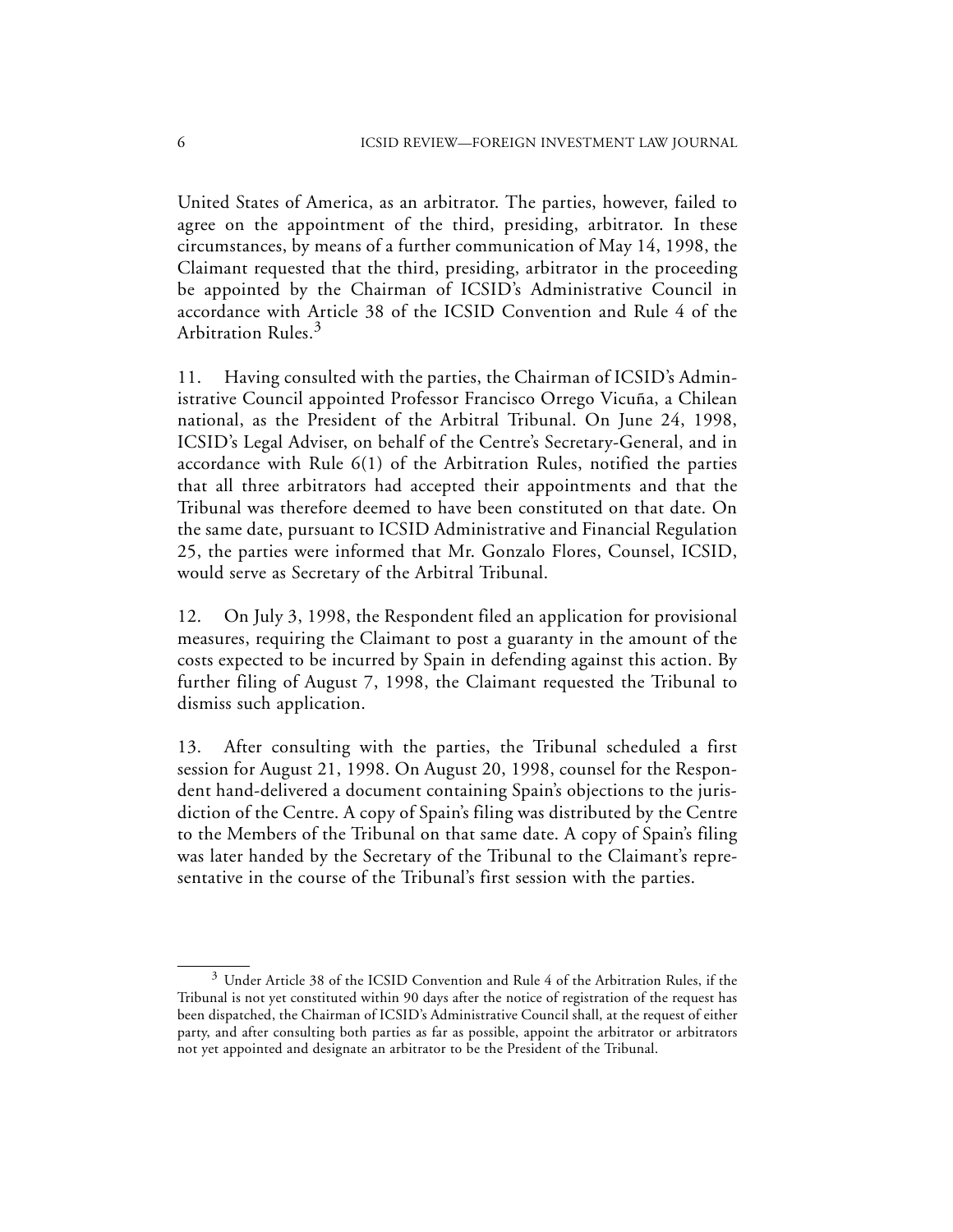United States of America, as an arbitrator. The parties, however, failed to agree on the appointment of the third, presiding, arbitrator. In these circumstances, by means of a further communication of May 14, 1998, the Claimant requested that the third, presiding, arbitrator in the proceeding be appointed by the Chairman of ICSID's Administrative Council in accordance with Article 38 of the ICSID Convention and Rule 4 of the Arbitration Rules.[3]

11. Having consulted with the parties, the Chairman of ICSID's Administrative Council appointed Professor Francisco Orrego Vicuña, a Chilean national, as the President of the Arbitral Tribunal. On June 24, 1998, ICSID's Legal Adviser, on behalf of the Centre's Secretary-General, and in accordance with Rule 6(1) of the Arbitration Rules, notified the parties that all three arbitrators had accepted their appointments and that the Tribunal was therefore deemed to have been constituted on that date. On the same date, pursuant to ICSID Administrative and Financial Regulation 25, the parties were informed that Mr. Gonzalo Flores, Counsel, ICSID, would serve as Secretary of the Arbitral Tribunal.

12. On July 3, 1998, the Respondent filed an application for provisional measures, requiring the Claimant to post a guaranty in the amount of the costs expected to be incurred by Spain in defending against this action. By further filing of August 7, 1998, the Claimant requested the Tribunal to dismiss such application.

13. After consulting with the parties, the Tribunal scheduled a first session for August 21, 1998. On August 20, 1998, counsel for the Respondent hand-delivered a document containing Spain's objections to the jurisdiction of the Centre. A copy of Spain's filing was distributed by the Centre to the Members of the Tribunal on that same date. A copy of Spain's filing was later handed by the Secretary of the Tribunal to the Claimant's representative in the course of the Tribunal's first session with the parties.

[3] Under Article 38 of the ICSID Convention and Rule 4 of the Arbitration Rules, if the Tribunal is not yet constituted within 90 days after the notice of registration of the request has been dispatched, the Chairman of ICSID's Administrative Council shall, at the request of either party, and after consulting both parties as far as possible, appoint the arbitrator or arbitrators not yet appointed and designate an arbitrator to be the President of the Tribunal.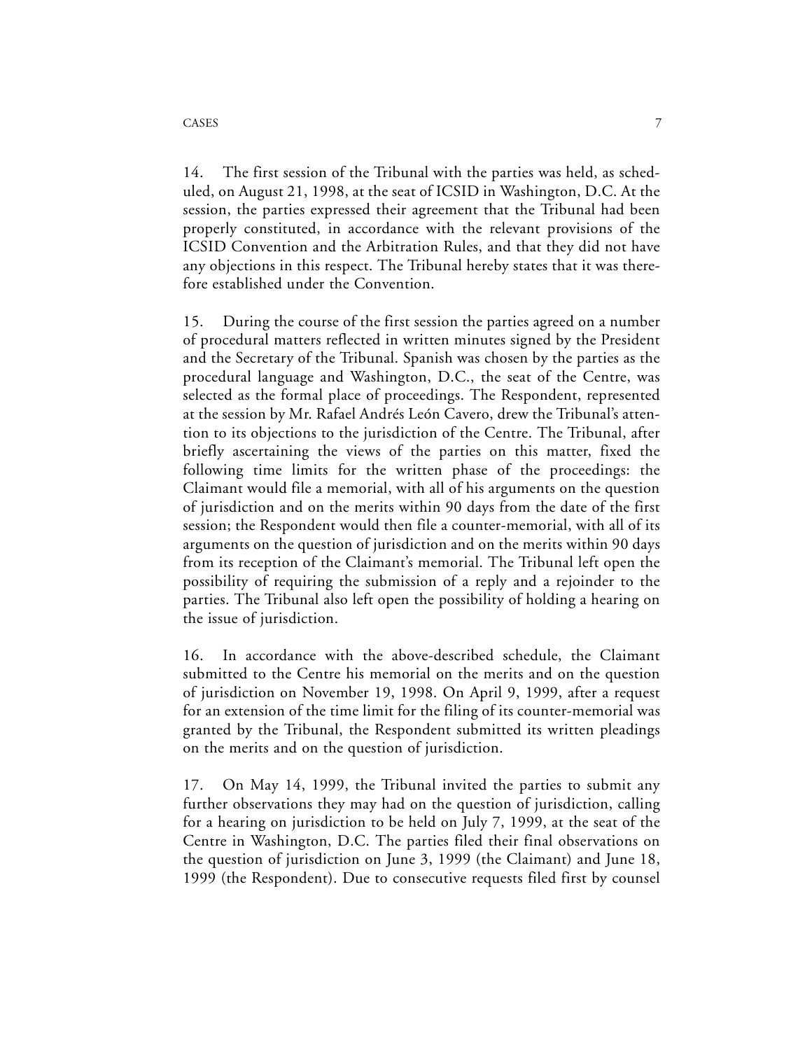14. The first session of the Tribunal with the parties was held, as scheduled, on August 21, 1998, at the seat of ICSID in Washington, D.C. At the session, the parties expressed their agreement that the Tribunal had been properly constituted, in accordance with the relevant provisions of the ICSID Convention and the Arbitration Rules, and that they did not have any objections in this respect. The Tribunal hereby states that it was therefore established under the Convention.

15. During the course of the first session the parties agreed on a number of procedural matters reflected in written minutes signed by the President and the Secretary of the Tribunal. Spanish was chosen by the parties as the procedural language and Washington, D.C., the seat of the Centre, was selected as the formal place of proceedings. The Respondent, represented at the session by Mr. Rafael Andrés León Cavero, drew the Tribunal's attention to its objections to the jurisdiction of the Centre. The Tribunal, after briefly ascertaining the views of the parties on this matter, fixed the following time limits for the written phase of the proceedings: the Claimant would file a memorial, with all of his arguments on the question of jurisdiction and on the merits within 90 days from the date of the first session; the Respondent would then file a counter-memorial, with all of its arguments on the question of jurisdiction and on the merits within 90 days from its reception of the Claimant's memorial. The Tribunal left open the possibility of requiring the submission of a reply and a rejoinder to the parties. The Tribunal also left open the possibility of holding a hearing on the issue of jurisdiction.

16. In accordance with the above-described schedule, the Claimant submitted to the Centre his memorial on the merits and on the question of jurisdiction on November 19, 1998. On April 9, 1999, after a request for an extension of the time limit for the filing of its counter-memorial was granted by the Tribunal, the Respondent submitted its written pleadings on the merits and on the question of jurisdiction.

17. On May 14, 1999, the Tribunal invited the parties to submit any further observations they may had on the question of jurisdiction, calling for a hearing on jurisdiction to be held on July 7, 1999, at the seat of the Centre in Washington, D.C. The parties filed their final observations on the question of jurisdiction on June 3, 1999 (the Claimant) and June 18, 1999 (the Respondent). Due to consecutive requests filed first by counsel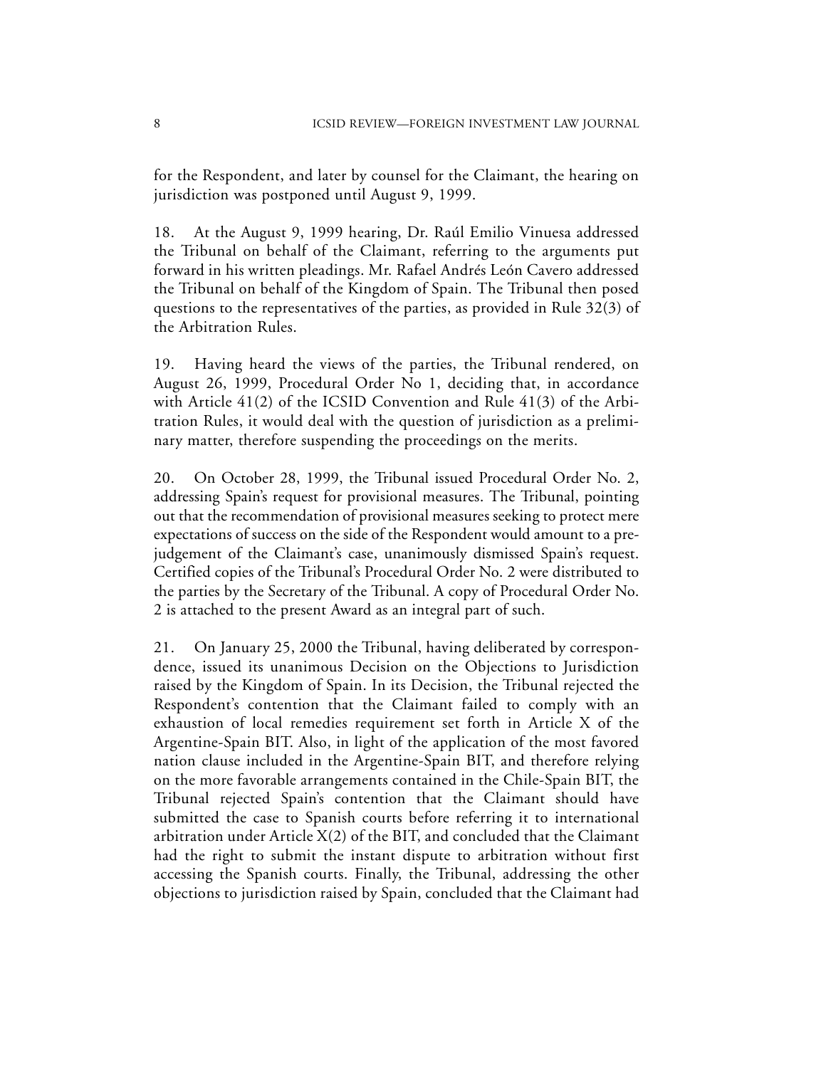for the Respondent, and later by counsel for the Claimant, the hearing on jurisdiction was postponed until August 9, 1999.

18. At the August 9, 1999 hearing, Dr. Raúl Emilio Vinuesa addressed the Tribunal on behalf of the Claimant, referring to the arguments put forward in his written pleadings. Mr. Rafael Andrés León Cavero addressed the Tribunal on behalf of the Kingdom of Spain. The Tribunal then posed questions to the representatives of the parties, as provided in Rule 32(3) of the Arbitration Rules.

19. Having heard the views of the parties, the Tribunal rendered, on August 26, 1999, Procedural Order No 1, deciding that, in accordance with Article 41(2) of the ICSID Convention and Rule 41(3) of the Arbitration Rules, it would deal with the question of jurisdiction as a preliminary matter, therefore suspending the proceedings on the merits.

20. On October 28, 1999, the Tribunal issued Procedural Order No. 2, addressing Spain's request for provisional measures. The Tribunal, pointing out that the recommendation of provisional measures seeking to protect mere expectations of success on the side of the Respondent would amount to a prejudgement of the Claimant's case, unanimously dismissed Spain's request. Certified copies of the Tribunal's Procedural Order No. 2 were distributed to the parties by the Secretary of the Tribunal. A copy of Procedural Order No. 2 is attached to the present Award as an integral part of such.

21. On January 25, 2000 the Tribunal, having deliberated by correspondence, issued its unanimous Decision on the Objections to Jurisdiction raised by the Kingdom of Spain. In its Decision, the Tribunal rejected the Respondent's contention that the Claimant failed to comply with an exhaustion of local remedies requirement set forth in Article X of the Argentine-Spain BIT. Also, in light of the application of the most favored nation clause included in the Argentine-Spain BIT, and therefore relying on the more favorable arrangements contained in the Chile-Spain BIT, the Tribunal rejected Spain's contention that the Claimant should have submitted the case to Spanish courts before referring it to international arbitration under Article X(2) of the BIT, and concluded that the Claimant had the right to submit the instant dispute to arbitration without first accessing the Spanish courts. Finally, the Tribunal, addressing the other objections to jurisdiction raised by Spain, concluded that the Claimant had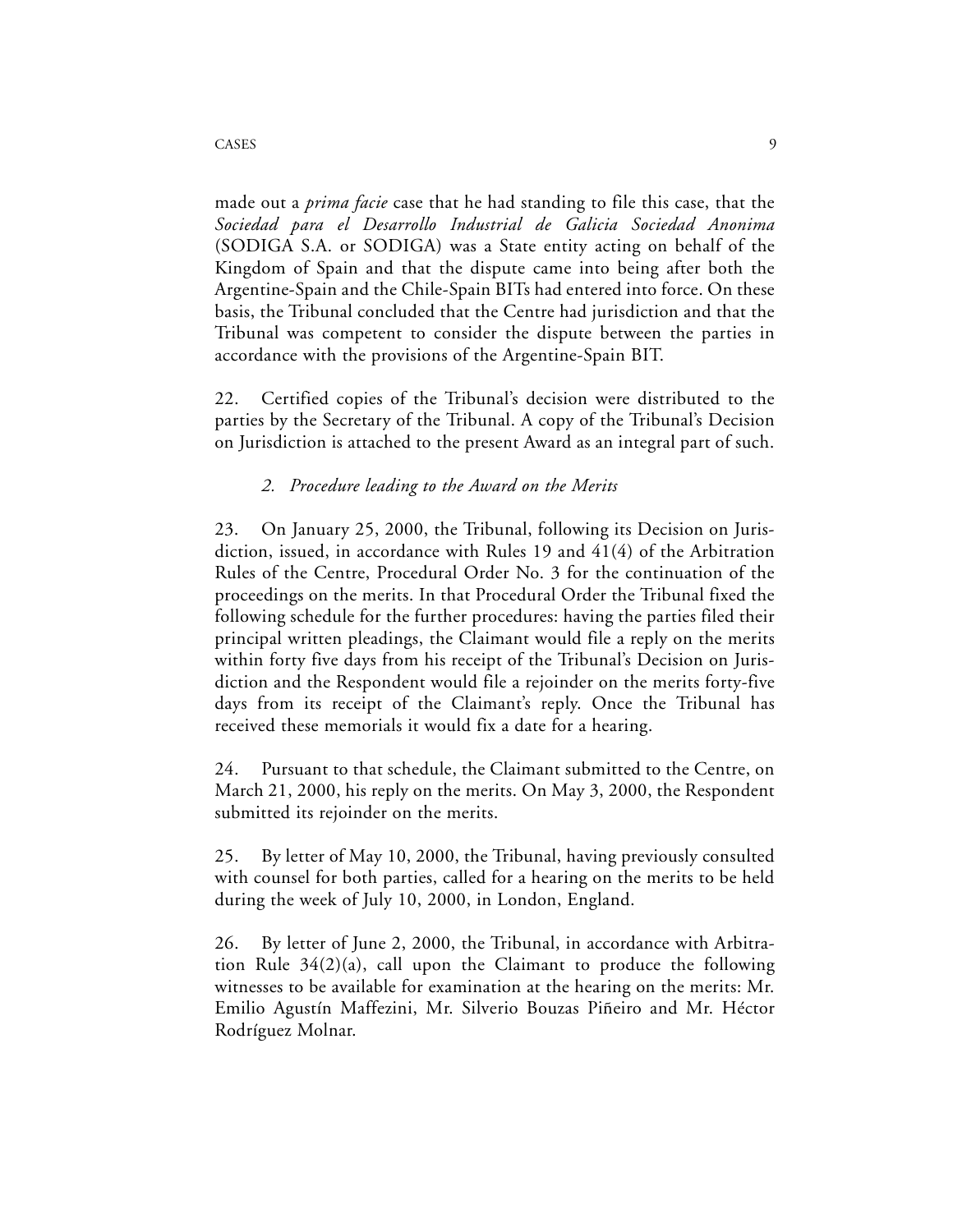made out a *prima facie* case that he had standing to file this case, that the *Sociedad para el Desarrollo Industrial de Galicia Sociedad Anonima* (SODIGA S.A. or SODIGA) was a State entity acting on behalf of the Kingdom of Spain and that the dispute came into being after both the Argentine-Spain and the Chile-Spain BITs had entered into force. On these basis, the Tribunal concluded that the Centre had jurisdiction and that the Tribunal was competent to consider the dispute between the parties in accordance with the provisions of the Argentine-Spain BIT.

22. Certified copies of the Tribunal's decision were distributed to the parties by the Secretary of the Tribunal. A copy of the Tribunal's Decision on Jurisdiction is attached to the present Award as an integral part of such.

### *2. Procedure leading to the Award on the Merits*

23. On January 25, 2000, the Tribunal, following its Decision on Jurisdiction, issued, in accordance with Rules 19 and 41(4) of the Arbitration Rules of the Centre, Procedural Order No. 3 for the continuation of the proceedings on the merits. In that Procedural Order the Tribunal fixed the following schedule for the further procedures: having the parties filed their principal written pleadings, the Claimant would file a reply on the merits within forty five days from his receipt of the Tribunal's Decision on Jurisdiction and the Respondent would file a rejoinder on the merits forty-five days from its receipt of the Claimant's reply. Once the Tribunal has received these memorials it would fix a date for a hearing.

24. Pursuant to that schedule, the Claimant submitted to the Centre, on March 21, 2000, his reply on the merits. On May 3, 2000, the Respondent submitted its rejoinder on the merits.

25. By letter of May 10, 2000, the Tribunal, having previously consulted with counsel for both parties, called for a hearing on the merits to be held during the week of July 10, 2000, in London, England.

26. By letter of June 2, 2000, the Tribunal, in accordance with Arbitration Rule 34(2)(a), call upon the Claimant to produce the following witnesses to be available for examination at the hearing on the merits: Mr. Emilio Agustín Maffezini, Mr. Silverio Bouzas Piñeiro and Mr. Héctor Rodríguez Molnar.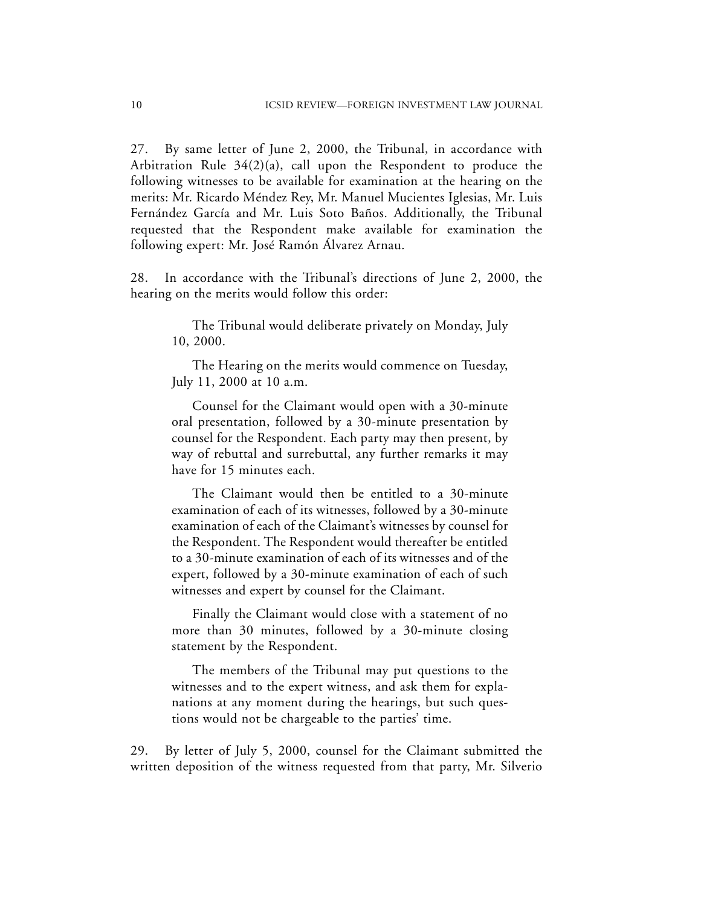27. By same letter of June 2, 2000, the Tribunal, in accordance with Arbitration Rule 34(2)(a), call upon the Respondent to produce the following witnesses to be available for examination at the hearing on the merits: Mr. Ricardo Méndez Rey, Mr. Manuel Mucientes Iglesias, Mr. Luis Fernández García and Mr. Luis Soto Baños. Additionally, the Tribunal requested that the Respondent make available for examination the following expert: Mr. José Ramón Álvarez Arnau.

28. In accordance with the Tribunal's directions of June 2, 2000, the hearing on the merits would follow this order:

> The Tribunal would deliberate privately on Monday, July 10, 2000.
>
> The Hearing on the merits would commence on Tuesday, July 11, 2000 at 10 a.m.
>
> Counsel for the Claimant would open with a 30-minute oral presentation, followed by a 30-minute presentation by counsel for the Respondent. Each party may then present, by way of rebuttal and surrebuttal, any further remarks it may have for 15 minutes each.
>
> The Claimant would then be entitled to a 30-minute examination of each of its witnesses, followed by a 30-minute examination of each of the Claimant's witnesses by counsel for the Respondent. The Respondent would thereafter be entitled to a 30-minute examination of each of its witnesses and of the expert, followed by a 30-minute examination of each of such witnesses and expert by counsel for the Claimant.
>
> Finally the Claimant would close with a statement of no more than 30 minutes, followed by a 30-minute closing statement by the Respondent.
>
> The members of the Tribunal may put questions to the witnesses and to the expert witness, and ask them for explanations at any moment during the hearings, but such questions would not be chargeable to the parties' time.

29. By letter of July 5, 2000, counsel for the Claimant submitted the written deposition of the witness requested from that party, Mr. Silverio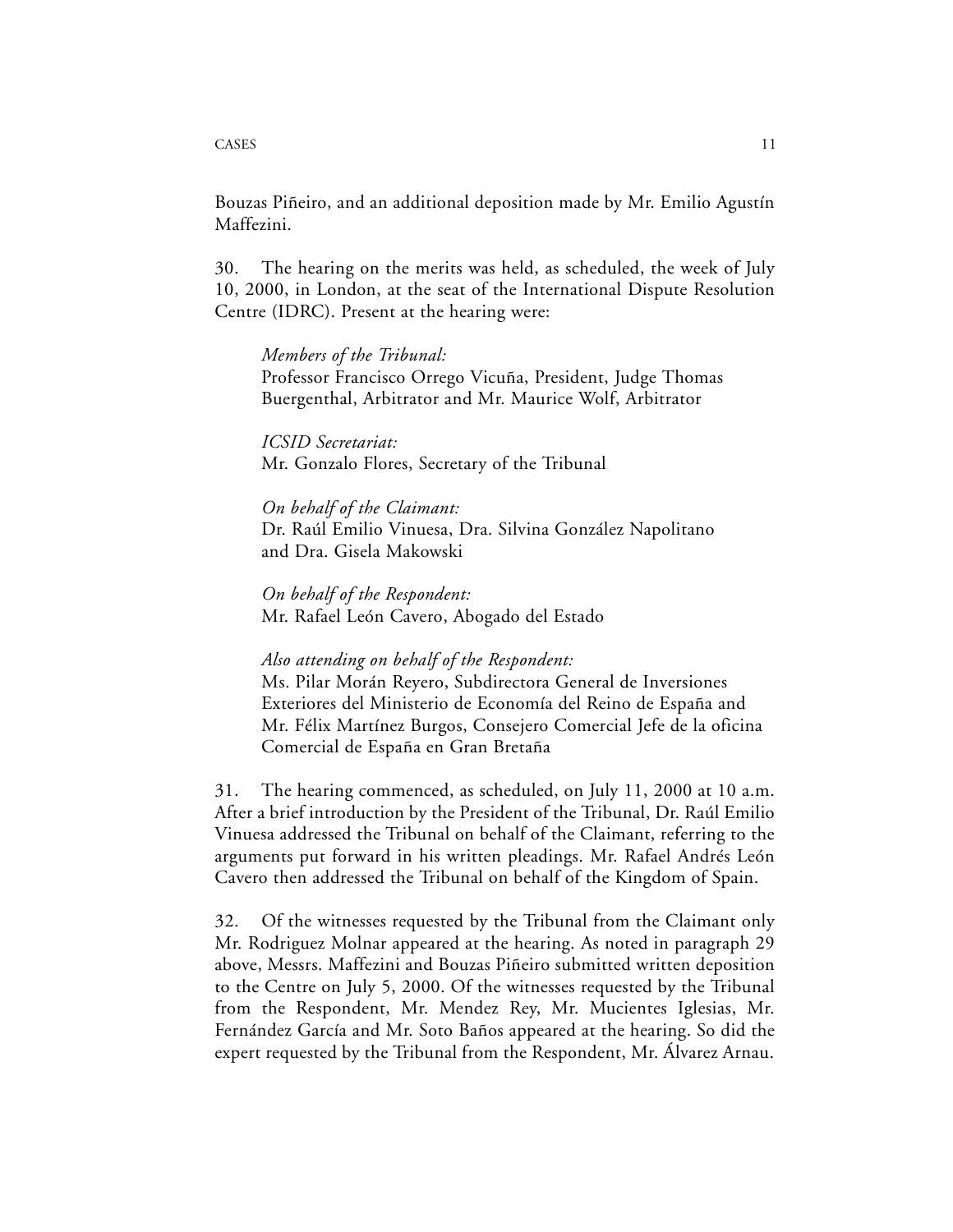Bouzas Piñeiro, and an additional deposition made by Mr. Emilio Agustín Maffezini.

30. The hearing on the merits was held, as scheduled, the week of July 10, 2000, in London, at the seat of the International Dispute Resolution Centre (IDRC). Present at the hearing were:

*Members of the Tribunal:*
Professor Francisco Orrego Vicuña, President, Judge Thomas Buergenthal, Arbitrator and Mr. Maurice Wolf, Arbitrator

*ICSID Secretariat:*
Mr. Gonzalo Flores, Secretary of the Tribunal

*On behalf of the Claimant:*
Dr. Raúl Emilio Vinuesa, Dra. Silvina González Napolitano and Dra. Gisela Makowski

*On behalf of the Respondent:*
Mr. Rafael León Cavero, Abogado del Estado

*Also attending on behalf of the Respondent:*
Ms. Pilar Morán Reyero, Subdirectora General de Inversiones Exteriores del Ministerio de Economía del Reino de España and Mr. Félix Martínez Burgos, Consejero Comercial Jefe de la oficina Comercial de España en Gran Bretaña

31. The hearing commenced, as scheduled, on July 11, 2000 at 10 a.m. After a brief introduction by the President of the Tribunal, Dr. Raúl Emilio Vinuesa addressed the Tribunal on behalf of the Claimant, referring to the arguments put forward in his written pleadings. Mr. Rafael Andrés León Cavero then addressed the Tribunal on behalf of the Kingdom of Spain.

32. Of the witnesses requested by the Tribunal from the Claimant only Mr. Rodriguez Molnar appeared at the hearing. As noted in paragraph 29 above, Messrs. Maffezini and Bouzas Piñeiro submitted written deposition to the Centre on July 5, 2000. Of the witnesses requested by the Tribunal from the Respondent, Mr. Mendez Rey, Mr. Mucientes Iglesias, Mr. Fernández García and Mr. Soto Baños appeared at the hearing. So did the expert requested by the Tribunal from the Respondent, Mr. Álvarez Arnau.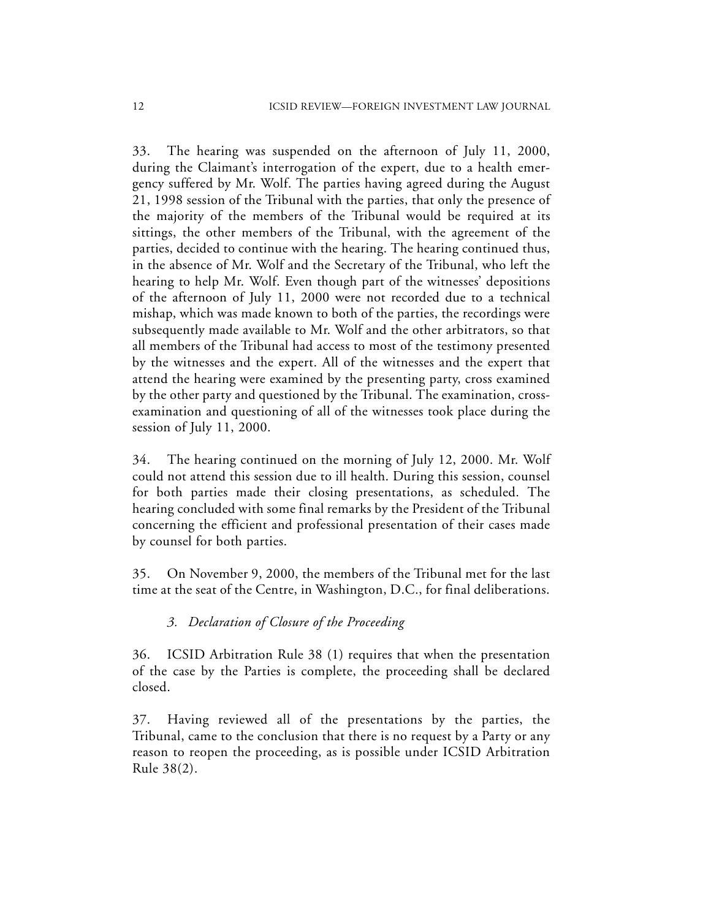33. The hearing was suspended on the afternoon of July 11, 2000, during the Claimant's interrogation of the expert, due to a health emergency suffered by Mr. Wolf. The parties having agreed during the August 21, 1998 session of the Tribunal with the parties, that only the presence of the majority of the members of the Tribunal would be required at its sittings, the other members of the Tribunal, with the agreement of the parties, decided to continue with the hearing. The hearing continued thus, in the absence of Mr. Wolf and the Secretary of the Tribunal, who left the hearing to help Mr. Wolf. Even though part of the witnesses' depositions of the afternoon of July 11, 2000 were not recorded due to a technical mishap, which was made known to both of the parties, the recordings were subsequently made available to Mr. Wolf and the other arbitrators, so that all members of the Tribunal had access to most of the testimony presented by the witnesses and the expert. All of the witnesses and the expert that attend the hearing were examined by the presenting party, cross examined by the other party and questioned by the Tribunal. The examination, cross-examination and questioning of all of the witnesses took place during the session of July 11, 2000.

34. The hearing continued on the morning of July 12, 2000. Mr. Wolf could not attend this session due to ill health. During this session, counsel for both parties made their closing presentations, as scheduled. The hearing concluded with some final remarks by the President of the Tribunal concerning the efficient and professional presentation of their cases made by counsel for both parties.

35. On November 9, 2000, the members of the Tribunal met for the last time at the seat of the Centre, in Washington, D.C., for final deliberations.

### *3. Declaration of Closure of the Proceeding*

36. ICSID Arbitration Rule 38 (1) requires that when the presentation of the case by the Parties is complete, the proceeding shall be declared closed.

37. Having reviewed all of the presentations by the parties, the Tribunal, came to the conclusion that there is no request by a Party or any reason to reopen the proceeding, as is possible under ICSID Arbitration Rule 38(2).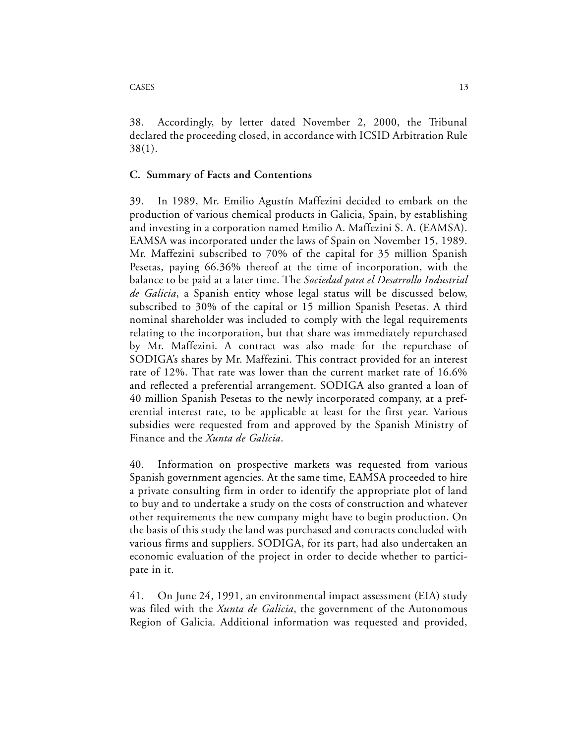38. Accordingly, by letter dated November 2, 2000, the Tribunal declared the proceeding closed, in accordance with ICSID Arbitration Rule 38(1).

### C. Summary of Facts and Contentions

39. In 1989, Mr. Emilio Agustín Maffezini decided to embark on the production of various chemical products in Galicia, Spain, by establishing and investing in a corporation named Emilio A. Maffezini S. A. (EAMSA). EAMSA was incorporated under the laws of Spain on November 15, 1989. Mr. Maffezini subscribed to 70% of the capital for 35 million Spanish Pesetas, paying 66.36% thereof at the time of incorporation, with the balance to be paid at a later time. The *Sociedad para el Desarrollo Industrial de Galicia*, a Spanish entity whose legal status will be discussed below, subscribed to 30% of the capital or 15 million Spanish Pesetas. A third nominal shareholder was included to comply with the legal requirements relating to the incorporation, but that share was immediately repurchased by Mr. Maffezini. A contract was also made for the repurchase of SODIGA's shares by Mr. Maffezini. This contract provided for an interest rate of 12%. That rate was lower than the current market rate of 16.6% and reflected a preferential arrangement. SODIGA also granted a loan of 40 million Spanish Pesetas to the newly incorporated company, at a preferential interest rate, to be applicable at least for the first year. Various subsidies were requested from and approved by the Spanish Ministry of Finance and the *Xunta de Galicia*.

40. Information on prospective markets was requested from various Spanish government agencies. At the same time, EAMSA proceeded to hire a private consulting firm in order to identify the appropriate plot of land to buy and to undertake a study on the costs of construction and whatever other requirements the new company might have to begin production. On the basis of this study the land was purchased and contracts concluded with various firms and suppliers. SODIGA, for its part, had also undertaken an economic evaluation of the project in order to decide whether to participate in it.

41. On June 24, 1991, an environmental impact assessment (EIA) study was filed with the *Xunta de Galicia*, the government of the Autonomous Region of Galicia. Additional information was requested and provided,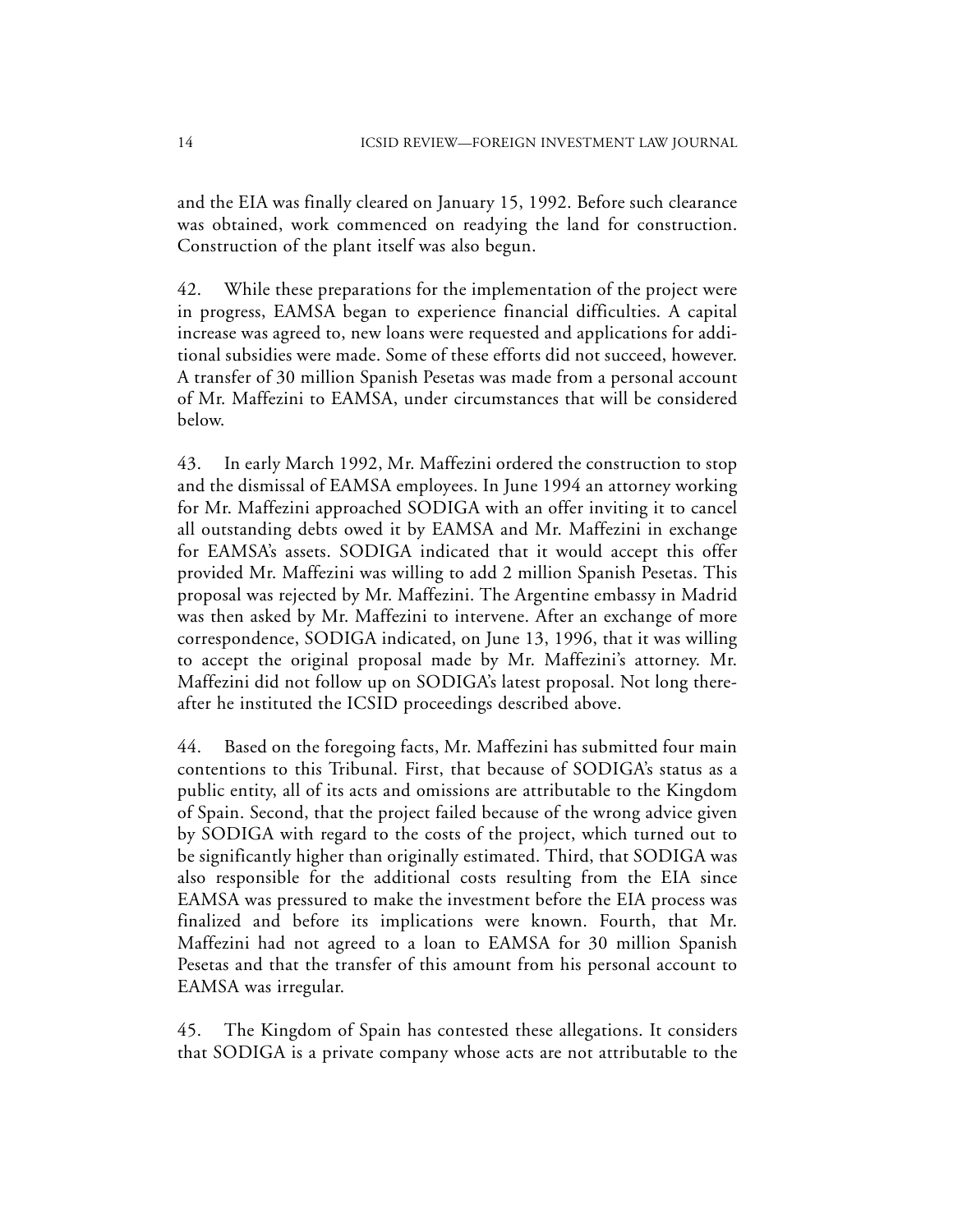and the EIA was finally cleared on January 15, 1992. Before such clearance was obtained, work commenced on readying the land for construction. Construction of the plant itself was also begun.

42. While these preparations for the implementation of the project were in progress, EAMSA began to experience financial difficulties. A capital increase was agreed to, new loans were requested and applications for additional subsidies were made. Some of these efforts did not succeed, however. A transfer of 30 million Spanish Pesetas was made from a personal account of Mr. Maffezini to EAMSA, under circumstances that will be considered below.

43. In early March 1992, Mr. Maffezini ordered the construction to stop and the dismissal of EAMSA employees. In June 1994 an attorney working for Mr. Maffezini approached SODIGA with an offer inviting it to cancel all outstanding debts owed it by EAMSA and Mr. Maffezini in exchange for EAMSA's assets. SODIGA indicated that it would accept this offer provided Mr. Maffezini was willing to add 2 million Spanish Pesetas. This proposal was rejected by Mr. Maffezini. The Argentine embassy in Madrid was then asked by Mr. Maffezini to intervene. After an exchange of more correspondence, SODIGA indicated, on June 13, 1996, that it was willing to accept the original proposal made by Mr. Maffezini's attorney. Mr. Maffezini did not follow up on SODIGA's latest proposal. Not long thereafter he instituted the ICSID proceedings described above.

44. Based on the foregoing facts, Mr. Maffezini has submitted four main contentions to this Tribunal. First, that because of SODIGA's status as a public entity, all of its acts and omissions are attributable to the Kingdom of Spain. Second, that the project failed because of the wrong advice given by SODIGA with regard to the costs of the project, which turned out to be significantly higher than originally estimated. Third, that SODIGA was also responsible for the additional costs resulting from the EIA since EAMSA was pressured to make the investment before the EIA process was finalized and before its implications were known. Fourth, that Mr. Maffezini had not agreed to a loan to EAMSA for 30 million Spanish Pesetas and that the transfer of this amount from his personal account to EAMSA was irregular.

45. The Kingdom of Spain has contested these allegations. It considers that SODIGA is a private company whose acts are not attributable to the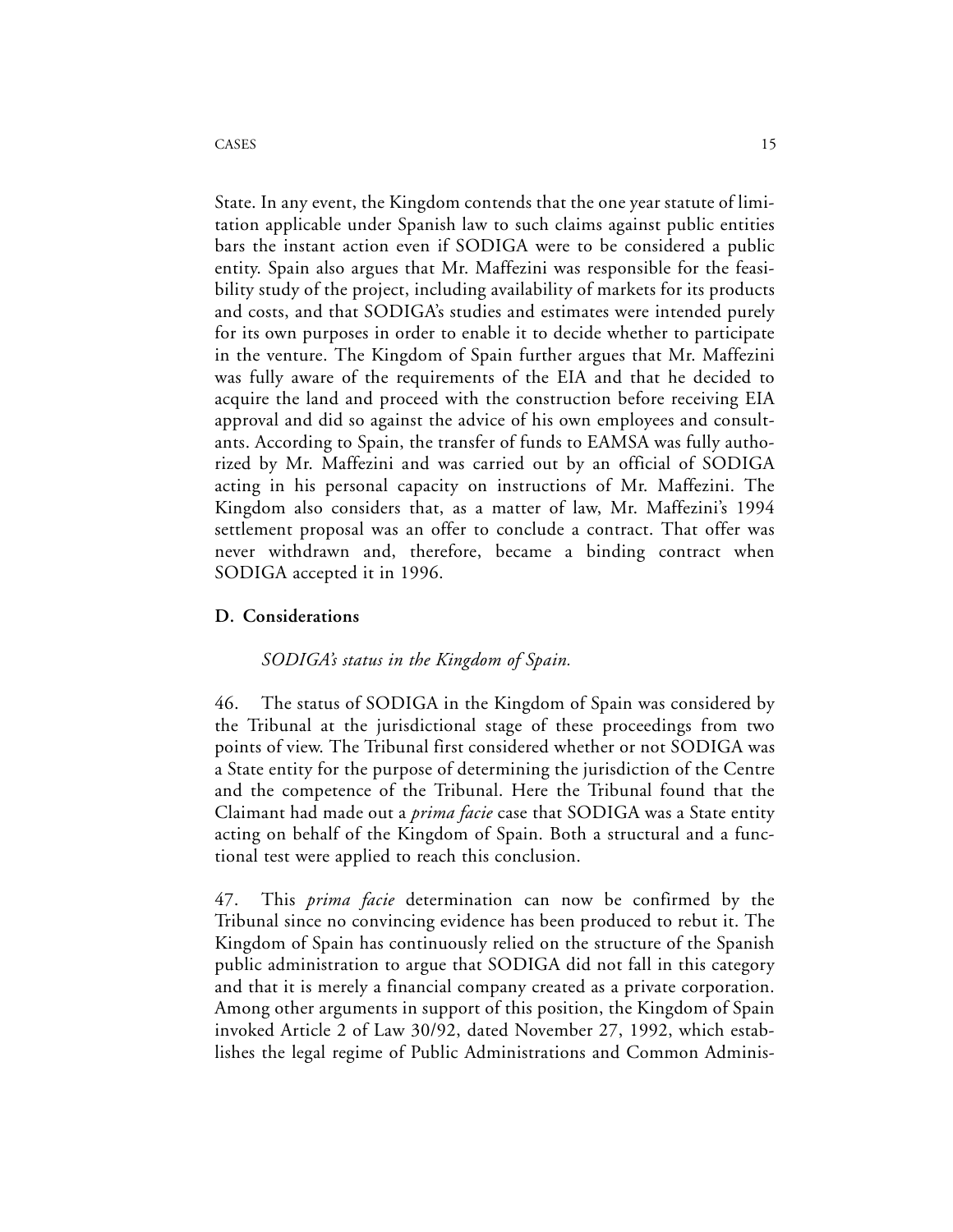State. In any event, the Kingdom contends that the one year statute of limitation applicable under Spanish law to such claims against public entities bars the instant action even if SODIGA were to be considered a public entity. Spain also argues that Mr. Maffezini was responsible for the feasibility study of the project, including availability of markets for its products and costs, and that SODIGA's studies and estimates were intended purely for its own purposes in order to enable it to decide whether to participate in the venture. The Kingdom of Spain further argues that Mr. Maffezini was fully aware of the requirements of the EIA and that he decided to acquire the land and proceed with the construction before receiving EIA approval and did so against the advice of his own employees and consultants. According to Spain, the transfer of funds to EAMSA was fully authorized by Mr. Maffezini and was carried out by an official of SODIGA acting in his personal capacity on instructions of Mr. Maffezini. The Kingdom also considers that, as a matter of law, Mr. Maffezini's 1994 settlement proposal was an offer to conclude a contract. That offer was never withdrawn and, therefore, became a binding contract when SODIGA accepted it in 1996.

### D. Considerations

*SODIGA's status in the Kingdom of Spain.*

46. The status of SODIGA in the Kingdom of Spain was considered by the Tribunal at the jurisdictional stage of these proceedings from two points of view. The Tribunal first considered whether or not SODIGA was a State entity for the purpose of determining the jurisdiction of the Centre and the competence of the Tribunal. Here the Tribunal found that the Claimant had made out a *prima facie* case that SODIGA was a State entity acting on behalf of the Kingdom of Spain. Both a structural and a functional test were applied to reach this conclusion.

47. This *prima facie* determination can now be confirmed by the Tribunal since no convincing evidence has been produced to rebut it. The Kingdom of Spain has continuously relied on the structure of the Spanish public administration to argue that SODIGA did not fall in this category and that it is merely a financial company created as a private corporation. Among other arguments in support of this position, the Kingdom of Spain invoked Article 2 of Law 30/92, dated November 27, 1992, which establishes the legal regime of Public Administrations and Common Adminis-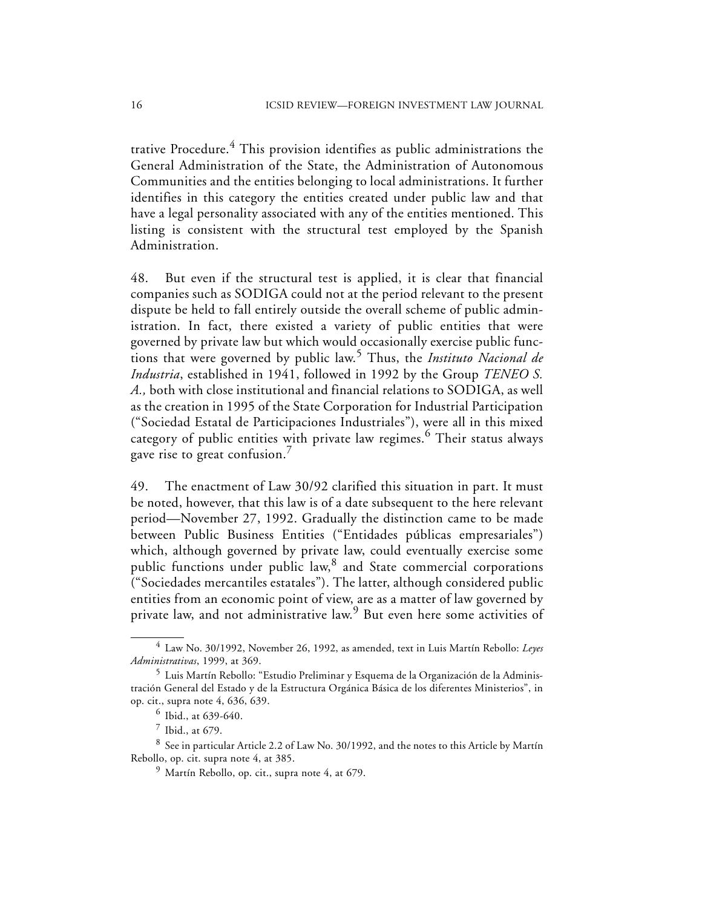trative Procedure.[4] This provision identifies as public administrations the General Administration of the State, the Administration of Autonomous Communities and the entities belonging to local administrations. It further identifies in this category the entities created under public law and that have a legal personality associated with any of the entities mentioned. This listing is consistent with the structural test employed by the Spanish Administration.

48. But even if the structural test is applied, it is clear that financial companies such as SODIGA could not at the period relevant to the present dispute be held to fall entirely outside the overall scheme of public administration. In fact, there existed a variety of public entities that were governed by private law but which would occasionally exercise public functions that were governed by public law.[5] Thus, the *Instituto Nacional de Industria*, established in 1941, followed in 1992 by the Group *TENEO S. A.,* both with close institutional and financial relations to SODIGA, as well as the creation in 1995 of the State Corporation for Industrial Participation ("Sociedad Estatal de Participaciones Industriales"), were all in this mixed category of public entities with private law regimes.[6] Their status always gave rise to great confusion.[7]

49. The enactment of Law 30/92 clarified this situation in part. It must be noted, however, that this law is of a date subsequent to the here relevant period—November 27, 1992. Gradually the distinction came to be made between Public Business Entities ("Entidades públicas empresariales") which, although governed by private law, could eventually exercise some public functions under public law,[8] and State commercial corporations ("Sociedades mercantiles estatales"). The latter, although considered public entities from an economic point of view, are as a matter of law governed by private law, and not administrative law.[9] But even here some activities of

---

[4] Law No. 30/1992, November 26, 1992, as amended, text in Luis Martín Rebollo: *Leyes Administrativas*, 1999, at 369.

[5] Luis Martín Rebollo: "Estudio Preliminar y Esquema de la Organización de la Administración General del Estado y de la Estructura Orgánica Básica de los diferentes Ministerios", in op. cit., supra note 4, 636, 639.

[6] Ibid., at 639-640.

[7] Ibid., at 679.

[8] See in particular Article 2.2 of Law No. 30/1992, and the notes to this Article by Martín Rebollo, op. cit. supra note 4, at 385.

[9] Martín Rebollo, op. cit., supra note 4, at 679.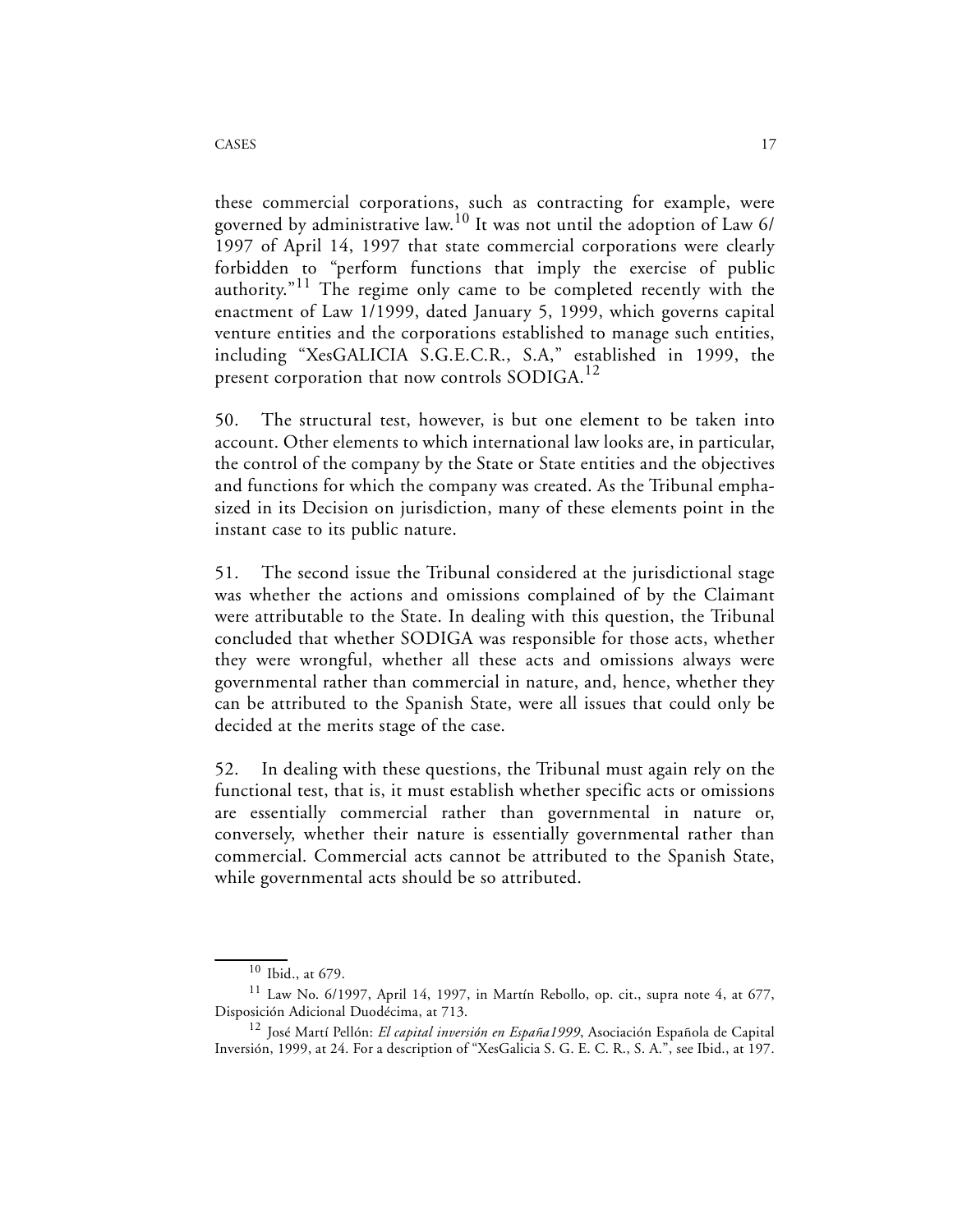these commercial corporations, such as contracting for example, were governed by administrative law.[10] It was not until the adoption of Law 6/ 1997 of April 14, 1997 that state commercial corporations were clearly forbidden to "perform functions that imply the exercise of public authority."[11] The regime only came to be completed recently with the enactment of Law 1/1999, dated January 5, 1999, which governs capital venture entities and the corporations established to manage such entities, including "XesGALICIA S.G.E.C.R., S.A," established in 1999, the present corporation that now controls SODIGA.[12]

50. The structural test, however, is but one element to be taken into account. Other elements to which international law looks are, in particular, the control of the company by the State or State entities and the objectives and functions for which the company was created. As the Tribunal emphasized in its Decision on jurisdiction, many of these elements point in the instant case to its public nature.

51. The second issue the Tribunal considered at the jurisdictional stage was whether the actions and omissions complained of by the Claimant were attributable to the State. In dealing with this question, the Tribunal concluded that whether SODIGA was responsible for those acts, whether they were wrongful, whether all these acts and omissions always were governmental rather than commercial in nature, and, hence, whether they can be attributed to the Spanish State, were all issues that could only be decided at the merits stage of the case.

52. In dealing with these questions, the Tribunal must again rely on the functional test, that is, it must establish whether specific acts or omissions are essentially commercial rather than governmental in nature or, conversely, whether their nature is essentially governmental rather than commercial. Commercial acts cannot be attributed to the Spanish State, while governmental acts should be so attributed.

---

[10] Ibid., at 679.

[11] Law No. 6/1997, April 14, 1997, in Martín Rebollo, op. cit., supra note 4, at 677, Disposición Adicional Duodécima, at 713.

[12] José Martí Pellón: *El capital inversión en España1999*, Asociación Española de Capital Inversión, 1999, at 24. For a description of "XesGalicia S. G. E. C. R., S. A.", see Ibid., at 197.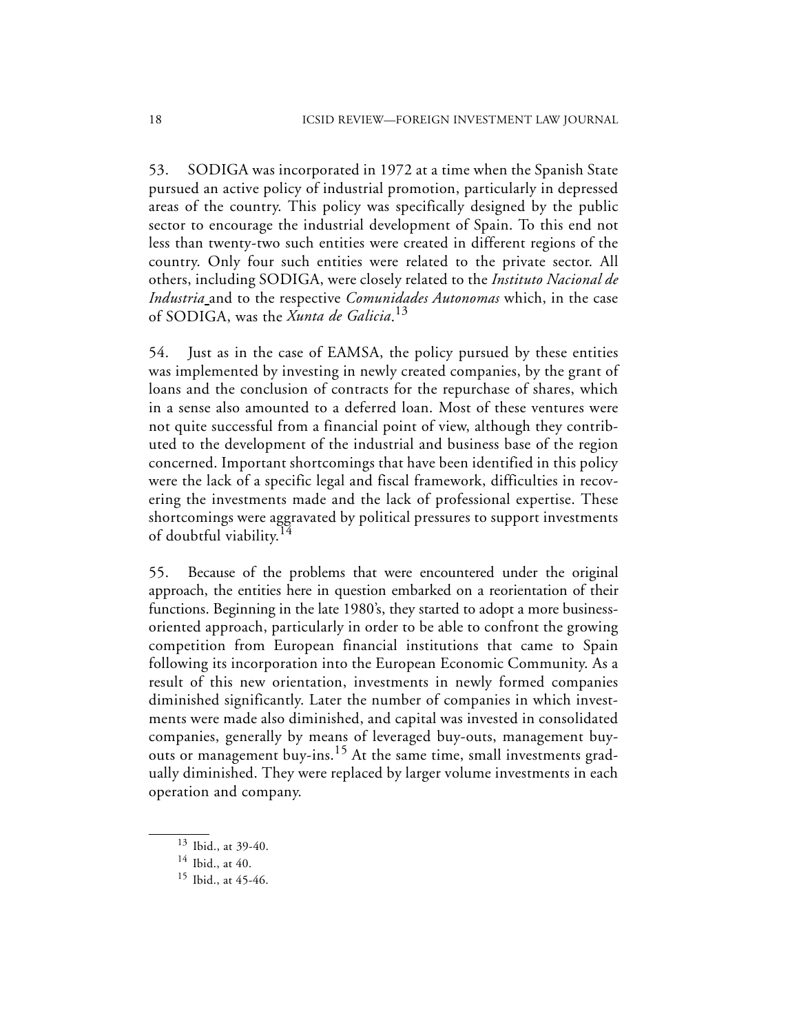53. SODIGA was incorporated in 1972 at a time when the Spanish State pursued an active policy of industrial promotion, particularly in depressed areas of the country. This policy was specifically designed by the public sector to encourage the industrial development of Spain. To this end not less than twenty-two such entities were created in different regions of the country. Only four such entities were related to the private sector. All others, including SODIGA, were closely related to the *Instituto Nacional de Industria* and to the respective *Comunidades Autonomas* which, in the case of SODIGA, was the *Xunta de Galicia*.[13]

54. Just as in the case of EAMSA, the policy pursued by these entities was implemented by investing in newly created companies, by the grant of loans and the conclusion of contracts for the repurchase of shares, which in a sense also amounted to a deferred loan. Most of these ventures were not quite successful from a financial point of view, although they contributed to the development of the industrial and business base of the region concerned. Important shortcomings that have been identified in this policy were the lack of a specific legal and fiscal framework, difficulties in recovering the investments made and the lack of professional expertise. These shortcomings were aggravated by political pressures to support investments of doubtful viability.[14]

55. Because of the problems that were encountered under the original approach, the entities here in question embarked on a reorientation of their functions. Beginning in the late 1980's, they started to adopt a more business-oriented approach, particularly in order to be able to confront the growing competition from European financial institutions that came to Spain following its incorporation into the European Economic Community. As a result of this new orientation, investments in newly formed companies diminished significantly. Later the number of companies in which investments were made also diminished, and capital was invested in consolidated companies, generally by means of leveraged buy-outs, management buy-outs or management buy-ins.[15] At the same time, small investments gradually diminished. They were replaced by larger volume investments in each operation and company.

[13] Ibid., at 39-40.

[14] Ibid., at 40.

[15] Ibid., at 45-46.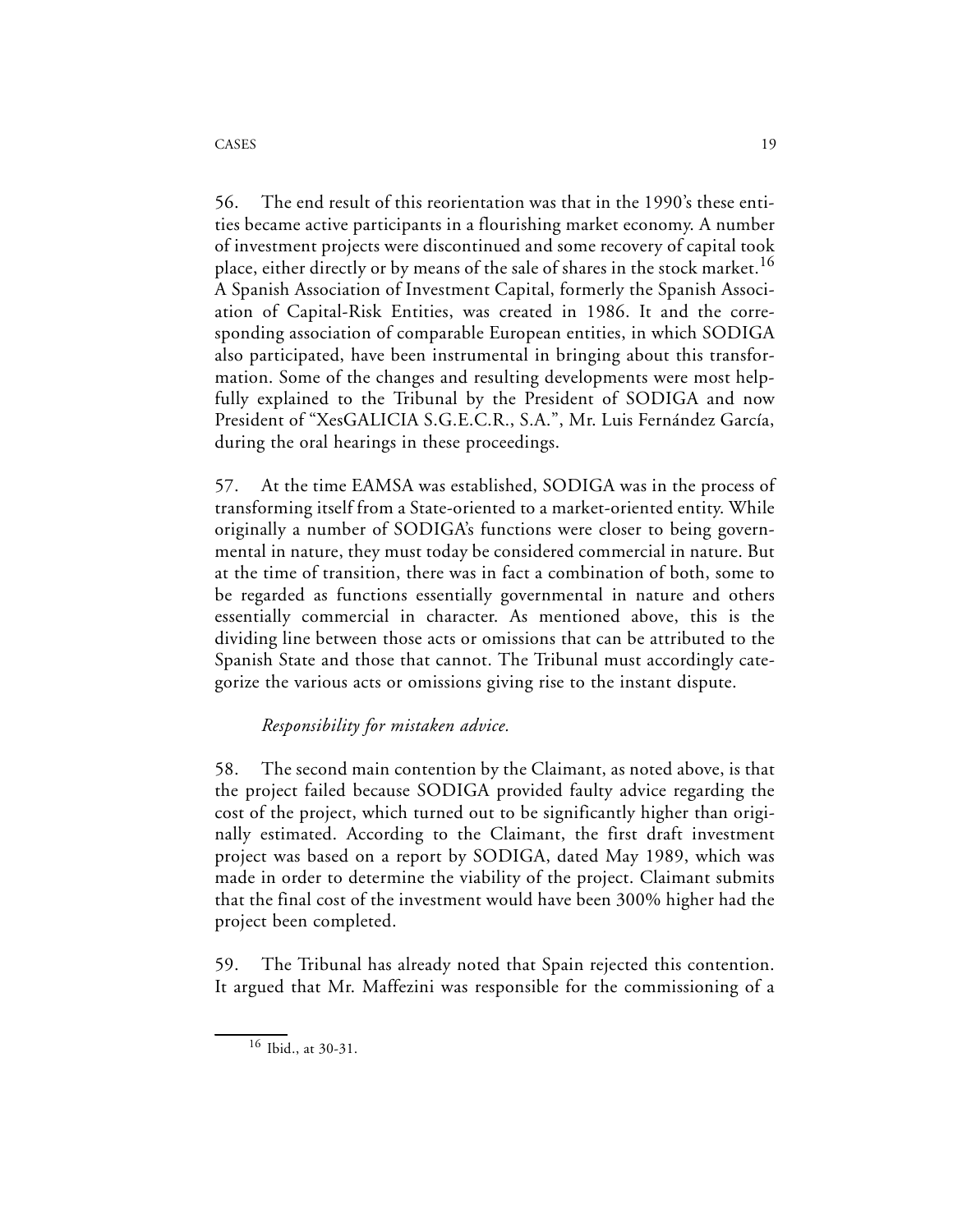56. The end result of this reorientation was that in the 1990's these entities became active participants in a flourishing market economy. A number of investment projects were discontinued and some recovery of capital took place, either directly or by means of the sale of shares in the stock market.[16] A Spanish Association of Investment Capital, formerly the Spanish Association of Capital-Risk Entities, was created in 1986. It and the corresponding association of comparable European entities, in which SODIGA also participated, have been instrumental in bringing about this transformation. Some of the changes and resulting developments were most helpfully explained to the Tribunal by the President of SODIGA and now President of "XesGALICIA S.G.E.C.R., S.A.", Mr. Luis Fernández García, during the oral hearings in these proceedings.

57. At the time EAMSA was established, SODIGA was in the process of transforming itself from a State-oriented to a market-oriented entity. While originally a number of SODIGA's functions were closer to being governmental in nature, they must today be considered commercial in nature. But at the time of transition, there was in fact a combination of both, some to be regarded as functions essentially governmental in nature and others essentially commercial in character. As mentioned above, this is the dividing line between those acts or omissions that can be attributed to the Spanish State and those that cannot. The Tribunal must accordingly categorize the various acts or omissions giving rise to the instant dispute.

*Responsibility for mistaken advice.*

58. The second main contention by the Claimant, as noted above, is that the project failed because SODIGA provided faulty advice regarding the cost of the project, which turned out to be significantly higher than originally estimated. According to the Claimant, the first draft investment project was based on a report by SODIGA, dated May 1989, which was made in order to determine the viability of the project. Claimant submits that the final cost of the investment would have been 300% higher had the project been completed.

59. The Tribunal has already noted that Spain rejected this contention. It argued that Mr. Maffezini was responsible for the commissioning of a

[16] Ibid., at 30-31.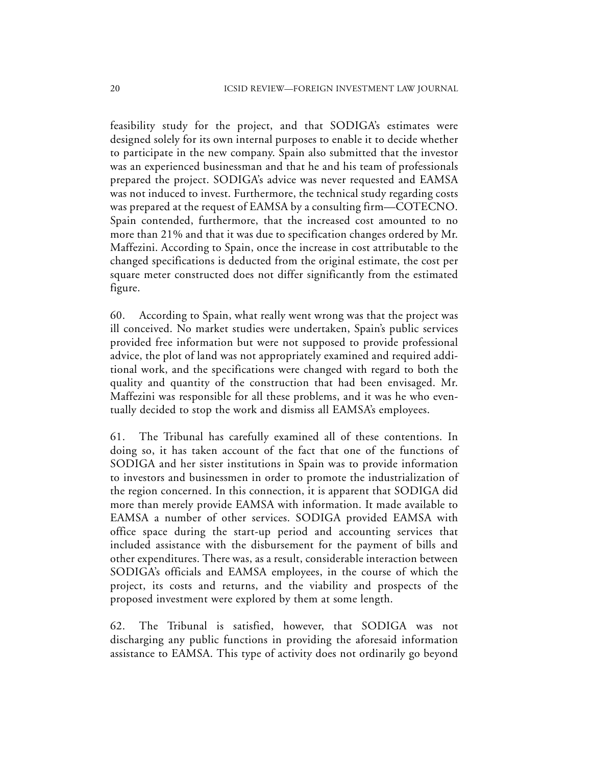feasibility study for the project, and that SODIGA's estimates were designed solely for its own internal purposes to enable it to decide whether to participate in the new company. Spain also submitted that the investor was an experienced businessman and that he and his team of professionals prepared the project. SODIGA's advice was never requested and EAMSA was not induced to invest. Furthermore, the technical study regarding costs was prepared at the request of EAMSA by a consulting firm—COTECNO. Spain contended, furthermore, that the increased cost amounted to no more than 21% and that it was due to specification changes ordered by Mr. Maffezini. According to Spain, once the increase in cost attributable to the changed specifications is deducted from the original estimate, the cost per square meter constructed does not differ significantly from the estimated figure.

60. According to Spain, what really went wrong was that the project was ill conceived. No market studies were undertaken, Spain's public services provided free information but were not supposed to provide professional advice, the plot of land was not appropriately examined and required additional work, and the specifications were changed with regard to both the quality and quantity of the construction that had been envisaged. Mr. Maffezini was responsible for all these problems, and it was he who eventually decided to stop the work and dismiss all EAMSA's employees.

61. The Tribunal has carefully examined all of these contentions. In doing so, it has taken account of the fact that one of the functions of SODIGA and her sister institutions in Spain was to provide information to investors and businessmen in order to promote the industrialization of the region concerned. In this connection, it is apparent that SODIGA did more than merely provide EAMSA with information. It made available to EAMSA a number of other services. SODIGA provided EAMSA with office space during the start-up period and accounting services that included assistance with the disbursement for the payment of bills and other expenditures. There was, as a result, considerable interaction between SODIGA's officials and EAMSA employees, in the course of which the project, its costs and returns, and the viability and prospects of the proposed investment were explored by them at some length.

62. The Tribunal is satisfied, however, that SODIGA was not discharging any public functions in providing the aforesaid information assistance to EAMSA. This type of activity does not ordinarily go beyond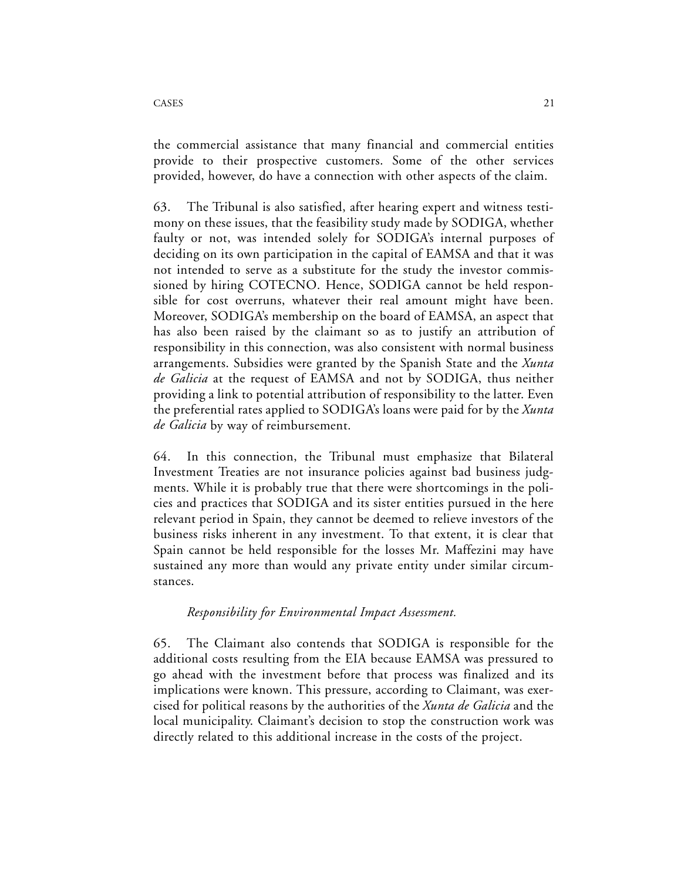the commercial assistance that many financial and commercial entities provide to their prospective customers. Some of the other services provided, however, do have a connection with other aspects of the claim.

63. The Tribunal is also satisfied, after hearing expert and witness testimony on these issues, that the feasibility study made by SODIGA, whether faulty or not, was intended solely for SODIGA's internal purposes of deciding on its own participation in the capital of EAMSA and that it was not intended to serve as a substitute for the study the investor commissioned by hiring COTECNO. Hence, SODIGA cannot be held responsible for cost overruns, whatever their real amount might have been. Moreover, SODIGA's membership on the board of EAMSA, an aspect that has also been raised by the claimant so as to justify an attribution of responsibility in this connection, was also consistent with normal business arrangements. Subsidies were granted by the Spanish State and the *Xunta de Galicia* at the request of EAMSA and not by SODIGA, thus neither providing a link to potential attribution of responsibility to the latter. Even the preferential rates applied to SODIGA's loans were paid for by the *Xunta de Galicia* by way of reimbursement.

64. In this connection, the Tribunal must emphasize that Bilateral Investment Treaties are not insurance policies against bad business judgments. While it is probably true that there were shortcomings in the policies and practices that SODIGA and its sister entities pursued in the here relevant period in Spain, they cannot be deemed to relieve investors of the business risks inherent in any investment. To that extent, it is clear that Spain cannot be held responsible for the losses Mr. Maffezini may have sustained any more than would any private entity under similar circumstances.

*Responsibility for Environmental Impact Assessment.*

65. The Claimant also contends that SODIGA is responsible for the additional costs resulting from the EIA because EAMSA was pressured to go ahead with the investment before that process was finalized and its implications were known. This pressure, according to Claimant, was exercised for political reasons by the authorities of the *Xunta de Galicia* and the local municipality. Claimant's decision to stop the construction work was directly related to this additional increase in the costs of the project.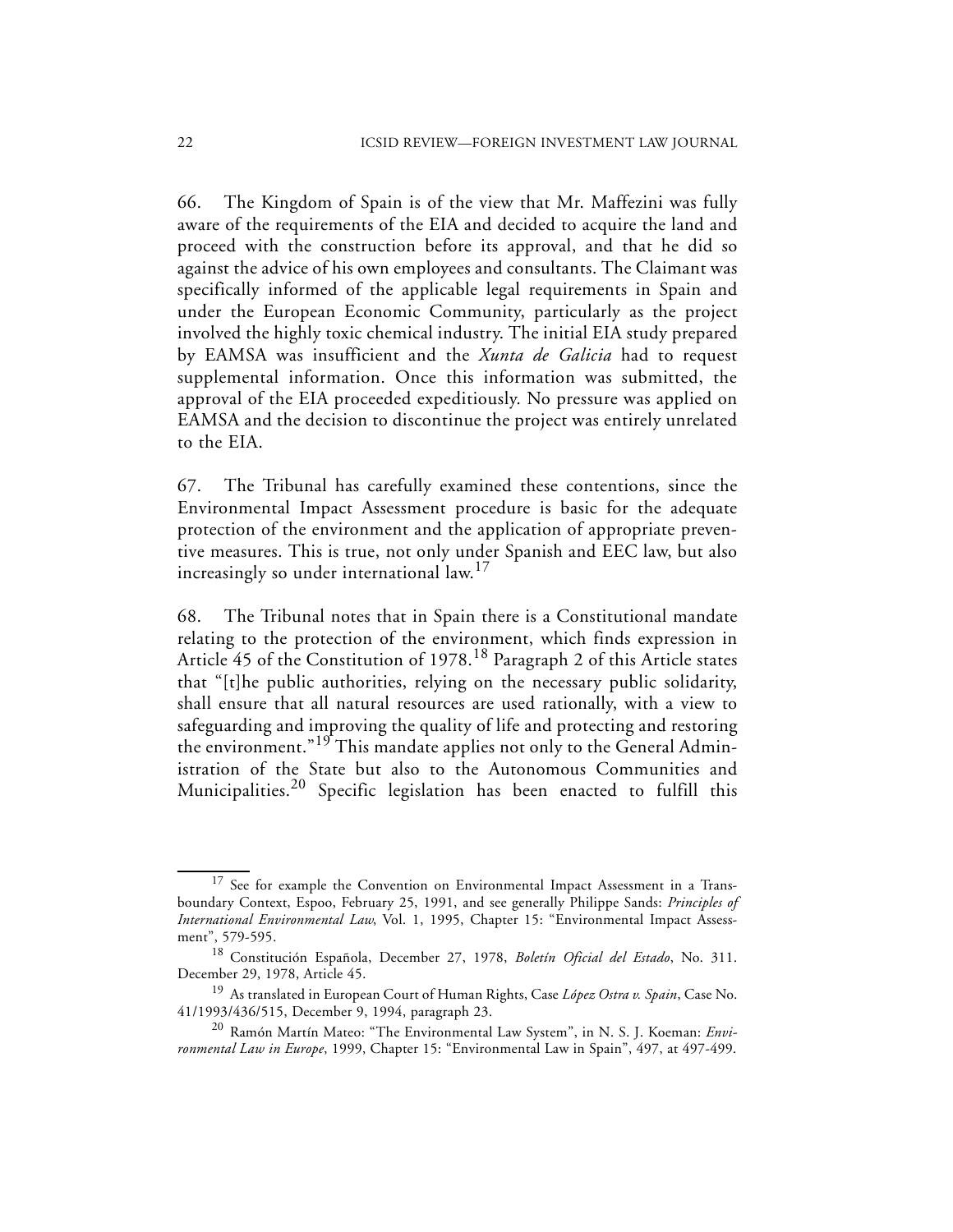66. The Kingdom of Spain is of the view that Mr. Maffezini was fully aware of the requirements of the EIA and decided to acquire the land and proceed with the construction before its approval, and that he did so against the advice of his own employees and consultants. The Claimant was specifically informed of the applicable legal requirements in Spain and under the European Economic Community, particularly as the project involved the highly toxic chemical industry. The initial EIA study prepared by EAMSA was insufficient and the *Xunta de Galicia* had to request supplemental information. Once this information was submitted, the approval of the EIA proceeded expeditiously. No pressure was applied on EAMSA and the decision to discontinue the project was entirely unrelated to the EIA.

67. The Tribunal has carefully examined these contentions, since the Environmental Impact Assessment procedure is basic for the adequate protection of the environment and the application of appropriate preventive measures. This is true, not only under Spanish and EEC law, but also increasingly so under international law.[17]

68. The Tribunal notes that in Spain there is a Constitutional mandate relating to the protection of the environment, which finds expression in Article 45 of the Constitution of 1978.[18] Paragraph 2 of this Article states that "[t]he public authorities, relying on the necessary public solidarity, shall ensure that all natural resources are used rationally, with a view to safeguarding and improving the quality of life and protecting and restoring the environment."[19] This mandate applies not only to the General Administration of the State but also to the Autonomous Communities and Municipalities.[20] Specific legislation has been enacted to fulfill this

---

[17] See for example the Convention on Environmental Impact Assessment in a Transboundary Context, Espoo, February 25, 1991, and see generally Philippe Sands: *Principles of International Environmental Law*, Vol. 1, 1995, Chapter 15: "Environmental Impact Assessment", 579-595.

[18] Constitución Española, December 27, 1978, *Boletín Oficial del Estado*, No. 311. December 29, 1978, Article 45.

[19] As translated in European Court of Human Rights, Case *López Ostra v. Spain*, Case No. 41/1993/436/515, December 9, 1994, paragraph 23.

[20] Ramón Martín Mateo: "The Environmental Law System", in N. S. J. Koeman: *Environmental Law in Europe*, 1999, Chapter 15: "Environmental Law in Spain", 497, at 497-499.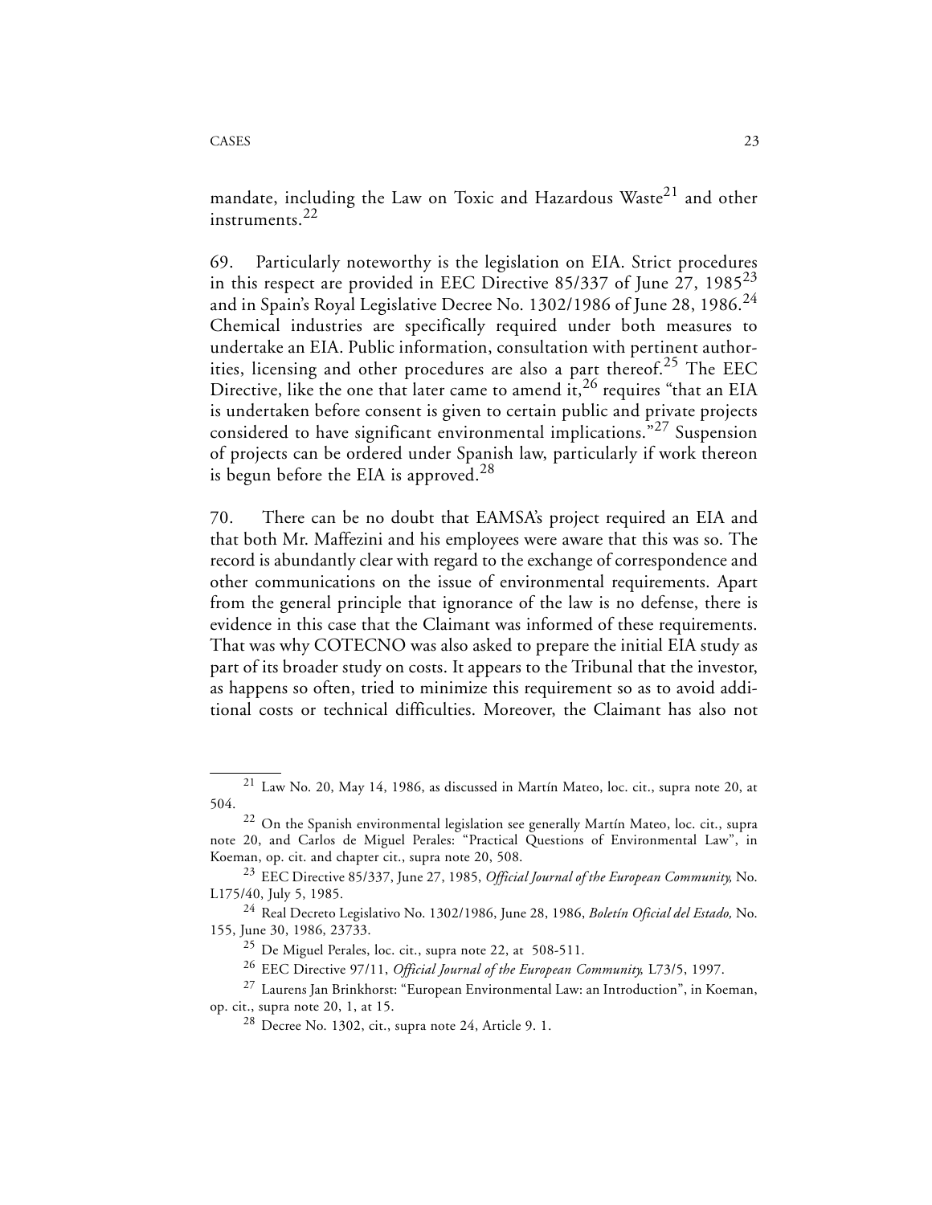mandate, including the Law on Toxic and Hazardous Waste[21] and other instruments.[22]

69. Particularly noteworthy is the legislation on EIA. Strict procedures in this respect are provided in EEC Directive 85/337 of June 27, 1985[23] and in Spain's Royal Legislative Decree No. 1302/1986 of June 28, 1986.[24] Chemical industries are specifically required under both measures to undertake an EIA. Public information, consultation with pertinent authorities, licensing and other procedures are also a part thereof.[25] The EEC Directive, like the one that later came to amend it,[26] requires "that an EIA is undertaken before consent is given to certain public and private projects considered to have significant environmental implications."[27] Suspension of projects can be ordered under Spanish law, particularly if work thereon is begun before the EIA is approved.[28]

70. There can be no doubt that EAMSA's project required an EIA and that both Mr. Maffezini and his employees were aware that this was so. The record is abundantly clear with regard to the exchange of correspondence and other communications on the issue of environmental requirements. Apart from the general principle that ignorance of the law is no defense, there is evidence in this case that the Claimant was informed of these requirements. That was why COTECNO was also asked to prepare the initial EIA study as part of its broader study on costs. It appears to the Tribunal that the investor, as happens so often, tried to minimize this requirement so as to avoid additional costs or technical difficulties. Moreover, the Claimant has also not

---

[21] Law No. 20, May 14, 1986, as discussed in Martín Mateo, loc. cit., supra note 20, at 504.

[22] On the Spanish environmental legislation see generally Martín Mateo, loc. cit., supra note 20, and Carlos de Miguel Perales: "Practical Questions of Environmental Law", in Koeman, op. cit. and chapter cit., supra note 20, 508.

[23] EEC Directive 85/337, June 27, 1985, *Official Journal of the European Community,* No. L175/40, July 5, 1985.

[24] Real Decreto Legislativo No. 1302/1986, June 28, 1986, *Boletín Oficial del Estado,* No. 155, June 30, 1986, 23733.

[25] De Miguel Perales, loc. cit., supra note 22, at 508-511.

[26] EEC Directive 97/11, *Official Journal of the European Community,* L73/5, 1997.

[27] Laurens Jan Brinkhorst: "European Environmental Law: an Introduction", in Koeman, op. cit., supra note 20, 1, at 15.

[28] Decree No. 1302, cit., supra note 24, Article 9. 1.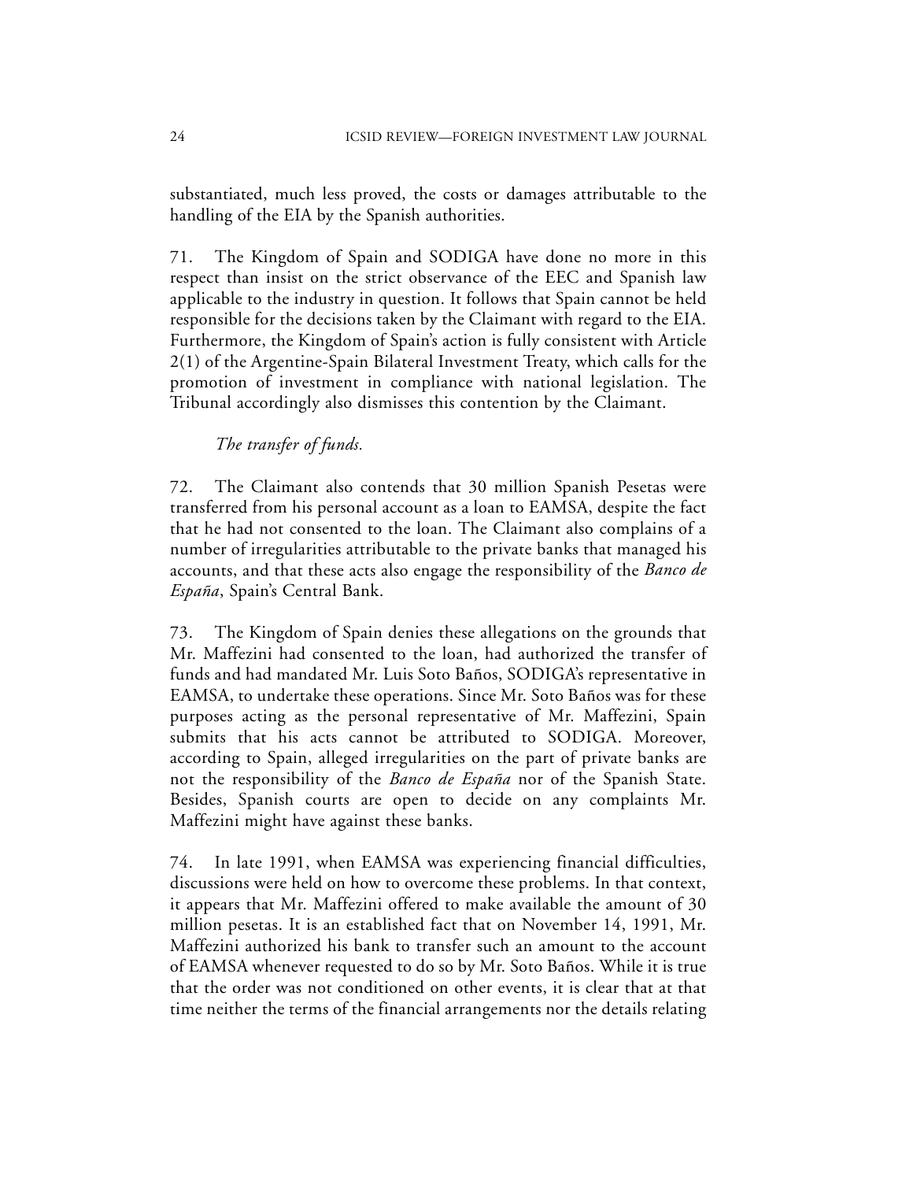substantiated, much less proved, the costs or damages attributable to the handling of the EIA by the Spanish authorities.

71. The Kingdom of Spain and SODIGA have done no more in this respect than insist on the strict observance of the EEC and Spanish law applicable to the industry in question. It follows that Spain cannot be held responsible for the decisions taken by the Claimant with regard to the EIA. Furthermore, the Kingdom of Spain's action is fully consistent with Article 2(1) of the Argentine-Spain Bilateral Investment Treaty, which calls for the promotion of investment in compliance with national legislation. The Tribunal accordingly also dismisses this contention by the Claimant.

*The transfer of funds.*

72. The Claimant also contends that 30 million Spanish Pesetas were transferred from his personal account as a loan to EAMSA, despite the fact that he had not consented to the loan. The Claimant also complains of a number of irregularities attributable to the private banks that managed his accounts, and that these acts also engage the responsibility of the *Banco de España*, Spain's Central Bank.

73. The Kingdom of Spain denies these allegations on the grounds that Mr. Maffezini had consented to the loan, had authorized the transfer of funds and had mandated Mr. Luis Soto Baños, SODIGA's representative in EAMSA, to undertake these operations. Since Mr. Soto Baños was for these purposes acting as the personal representative of Mr. Maffezini, Spain submits that his acts cannot be attributed to SODIGA. Moreover, according to Spain, alleged irregularities on the part of private banks are not the responsibility of the *Banco de España* nor of the Spanish State. Besides, Spanish courts are open to decide on any complaints Mr. Maffezini might have against these banks.

74. In late 1991, when EAMSA was experiencing financial difficulties, discussions were held on how to overcome these problems. In that context, it appears that Mr. Maffezini offered to make available the amount of 30 million pesetas. It is an established fact that on November 14, 1991, Mr. Maffezini authorized his bank to transfer such an amount to the account of EAMSA whenever requested to do so by Mr. Soto Baños. While it is true that the order was not conditioned on other events, it is clear that at that time neither the terms of the financial arrangements nor the details relating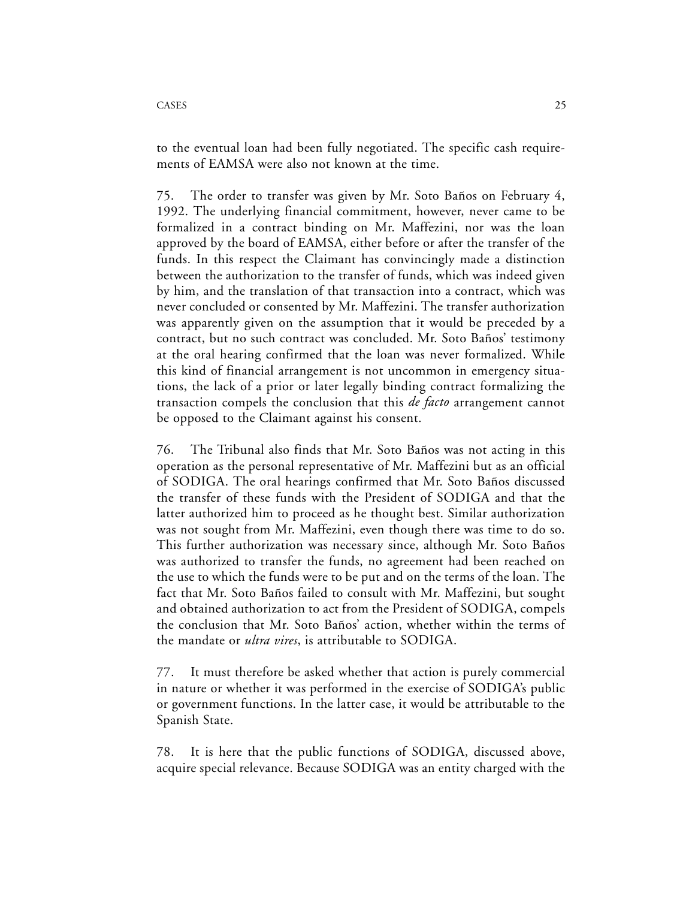to the eventual loan had been fully negotiated. The specific cash requirements of EAMSA were also not known at the time.

75. The order to transfer was given by Mr. Soto Baños on February 4, 1992. The underlying financial commitment, however, never came to be formalized in a contract binding on Mr. Maffezini, nor was the loan approved by the board of EAMSA, either before or after the transfer of the funds. In this respect the Claimant has convincingly made a distinction between the authorization to the transfer of funds, which was indeed given by him, and the translation of that transaction into a contract, which was never concluded or consented by Mr. Maffezini. The transfer authorization was apparently given on the assumption that it would be preceded by a contract, but no such contract was concluded. Mr. Soto Baños' testimony at the oral hearing confirmed that the loan was never formalized. While this kind of financial arrangement is not uncommon in emergency situations, the lack of a prior or later legally binding contract formalizing the transaction compels the conclusion that this *de facto* arrangement cannot be opposed to the Claimant against his consent.

76. The Tribunal also finds that Mr. Soto Baños was not acting in this operation as the personal representative of Mr. Maffezini but as an official of SODIGA. The oral hearings confirmed that Mr. Soto Baños discussed the transfer of these funds with the President of SODIGA and that the latter authorized him to proceed as he thought best. Similar authorization was not sought from Mr. Maffezini, even though there was time to do so. This further authorization was necessary since, although Mr. Soto Baños was authorized to transfer the funds, no agreement had been reached on the use to which the funds were to be put and on the terms of the loan. The fact that Mr. Soto Baños failed to consult with Mr. Maffezini, but sought and obtained authorization to act from the President of SODIGA, compels the conclusion that Mr. Soto Baños' action, whether within the terms of the mandate or *ultra vires*, is attributable to SODIGA.

77. It must therefore be asked whether that action is purely commercial in nature or whether it was performed in the exercise of SODIGA's public or government functions. In the latter case, it would be attributable to the Spanish State.

78. It is here that the public functions of SODIGA, discussed above, acquire special relevance. Because SODIGA was an entity charged with the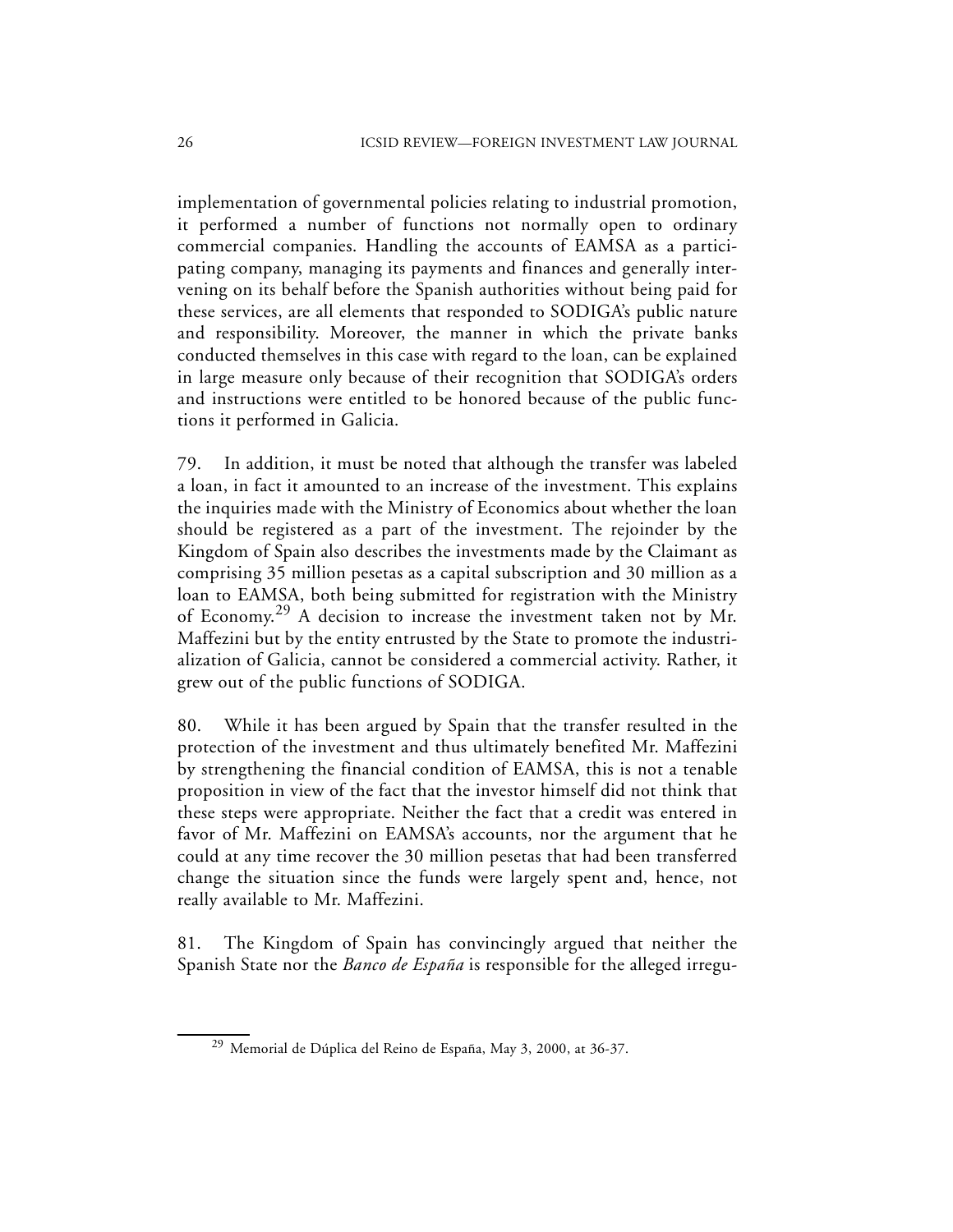implementation of governmental policies relating to industrial promotion, it performed a number of functions not normally open to ordinary commercial companies. Handling the accounts of EAMSA as a participating company, managing its payments and finances and generally intervening on its behalf before the Spanish authorities without being paid for these services, are all elements that responded to SODIGA's public nature and responsibility. Moreover, the manner in which the private banks conducted themselves in this case with regard to the loan, can be explained in large measure only because of their recognition that SODIGA's orders and instructions were entitled to be honored because of the public functions it performed in Galicia.

79. In addition, it must be noted that although the transfer was labeled a loan, in fact it amounted to an increase of the investment. This explains the inquiries made with the Ministry of Economics about whether the loan should be registered as a part of the investment. The rejoinder by the Kingdom of Spain also describes the investments made by the Claimant as comprising 35 million pesetas as a capital subscription and 30 million as a loan to EAMSA, both being submitted for registration with the Ministry of Economy.[29] A decision to increase the investment taken not by Mr. Maffezini but by the entity entrusted by the State to promote the industrialization of Galicia, cannot be considered a commercial activity. Rather, it grew out of the public functions of SODIGA.

80. While it has been argued by Spain that the transfer resulted in the protection of the investment and thus ultimately benefited Mr. Maffezini by strengthening the financial condition of EAMSA, this is not a tenable proposition in view of the fact that the investor himself did not think that these steps were appropriate. Neither the fact that a credit was entered in favor of Mr. Maffezini on EAMSA's accounts, nor the argument that he could at any time recover the 30 million pesetas that had been transferred change the situation since the funds were largely spent and, hence, not really available to Mr. Maffezini.

81. The Kingdom of Spain has convincingly argued that neither the Spanish State nor the *Banco de España* is responsible for the alleged irregu-

[29] Memorial de Dúplica del Reino de España, May 3, 2000, at 36-37.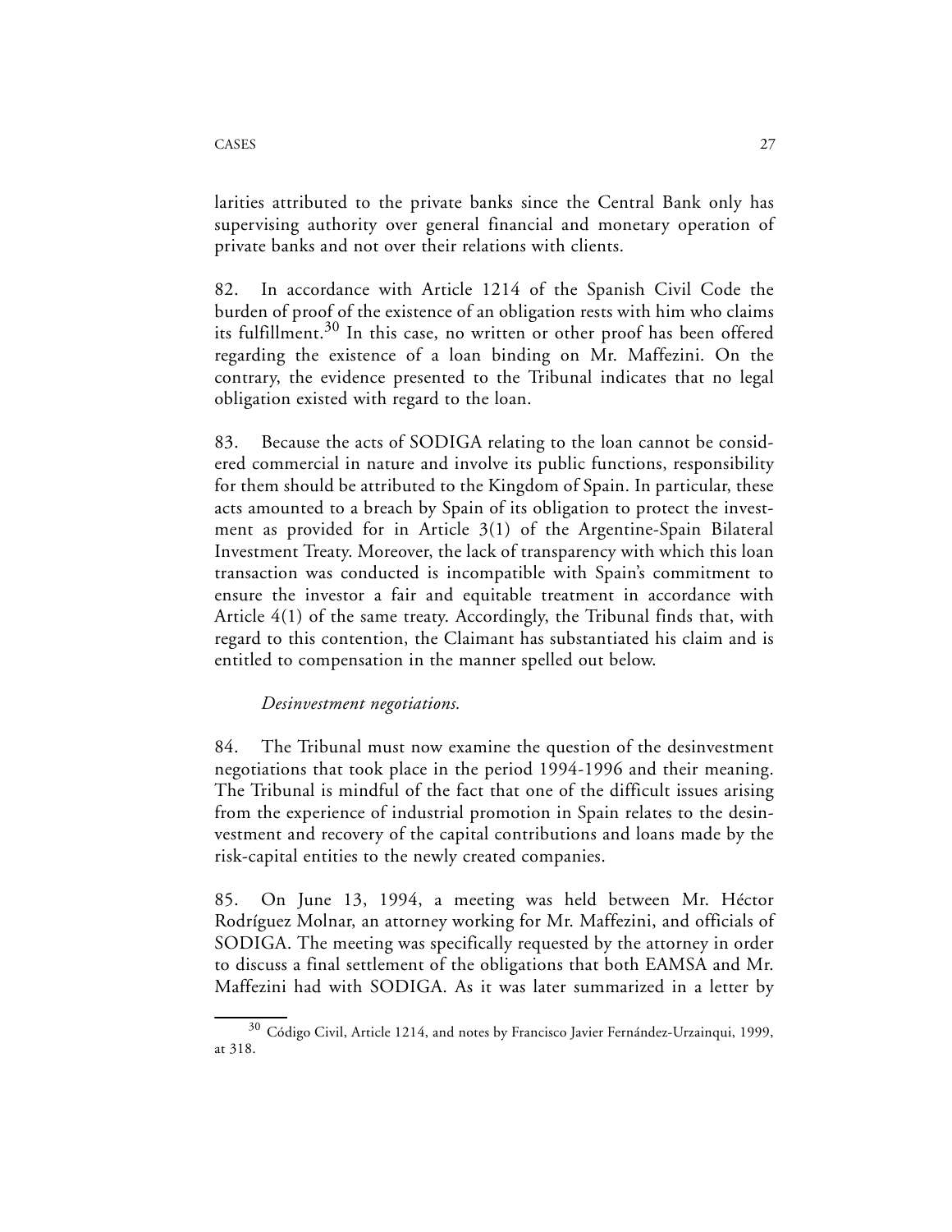larities attributed to the private banks since the Central Bank only has supervising authority over general financial and monetary operation of private banks and not over their relations with clients.

82. In accordance with Article 1214 of the Spanish Civil Code the burden of proof of the existence of an obligation rests with him who claims its fulfillment.[30] In this case, no written or other proof has been offered regarding the existence of a loan binding on Mr. Maffezini. On the contrary, the evidence presented to the Tribunal indicates that no legal obligation existed with regard to the loan.

83. Because the acts of SODIGA relating to the loan cannot be considered commercial in nature and involve its public functions, responsibility for them should be attributed to the Kingdom of Spain. In particular, these acts amounted to a breach by Spain of its obligation to protect the investment as provided for in Article 3(1) of the Argentine-Spain Bilateral Investment Treaty. Moreover, the lack of transparency with which this loan transaction was conducted is incompatible with Spain's commitment to ensure the investor a fair and equitable treatment in accordance with Article 4(1) of the same treaty. Accordingly, the Tribunal finds that, with regard to this contention, the Claimant has substantiated his claim and is entitled to compensation in the manner spelled out below.

*Desinvestment negotiations.*

84. The Tribunal must now examine the question of the desinvestment negotiations that took place in the period 1994-1996 and their meaning. The Tribunal is mindful of the fact that one of the difficult issues arising from the experience of industrial promotion in Spain relates to the desinvestment and recovery of the capital contributions and loans made by the risk-capital entities to the newly created companies.

85. On June 13, 1994, a meeting was held between Mr. Héctor Rodríguez Molnar, an attorney working for Mr. Maffezini, and officials of SODIGA. The meeting was specifically requested by the attorney in order to discuss a final settlement of the obligations that both EAMSA and Mr. Maffezini had with SODIGA. As it was later summarized in a letter by

[30] Código Civil, Article 1214, and notes by Francisco Javier Fernández-Urzainqui, 1999, at 318.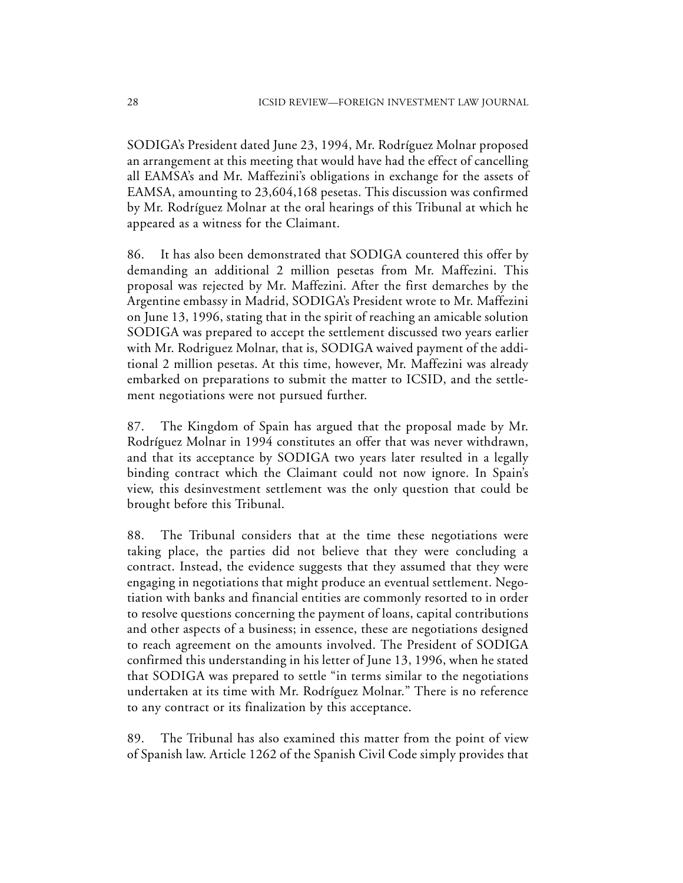SODIGA's President dated June 23, 1994, Mr. Rodríguez Molnar proposed an arrangement at this meeting that would have had the effect of cancelling all EAMSA's and Mr. Maffezini's obligations in exchange for the assets of EAMSA, amounting to 23,604,168 pesetas. This discussion was confirmed by Mr. Rodríguez Molnar at the oral hearings of this Tribunal at which he appeared as a witness for the Claimant.

86. It has also been demonstrated that SODIGA countered this offer by demanding an additional 2 million pesetas from Mr. Maffezini. This proposal was rejected by Mr. Maffezini. After the first demarches by the Argentine embassy in Madrid, SODIGA's President wrote to Mr. Maffezini on June 13, 1996, stating that in the spirit of reaching an amicable solution SODIGA was prepared to accept the settlement discussed two years earlier with Mr. Rodriguez Molnar, that is, SODIGA waived payment of the additional 2 million pesetas. At this time, however, Mr. Maffezini was already embarked on preparations to submit the matter to ICSID, and the settlement negotiations were not pursued further.

87. The Kingdom of Spain has argued that the proposal made by Mr. Rodríguez Molnar in 1994 constitutes an offer that was never withdrawn, and that its acceptance by SODIGA two years later resulted in a legally binding contract which the Claimant could not now ignore. In Spain's view, this desinvestment settlement was the only question that could be brought before this Tribunal.

88. The Tribunal considers that at the time these negotiations were taking place, the parties did not believe that they were concluding a contract. Instead, the evidence suggests that they assumed that they were engaging in negotiations that might produce an eventual settlement. Negotiation with banks and financial entities are commonly resorted to in order to resolve questions concerning the payment of loans, capital contributions and other aspects of a business; in essence, these are negotiations designed to reach agreement on the amounts involved. The President of SODIGA confirmed this understanding in his letter of June 13, 1996, when he stated that SODIGA was prepared to settle "in terms similar to the negotiations undertaken at its time with Mr. Rodríguez Molnar." There is no reference to any contract or its finalization by this acceptance.

89. The Tribunal has also examined this matter from the point of view of Spanish law. Article 1262 of the Spanish Civil Code simply provides that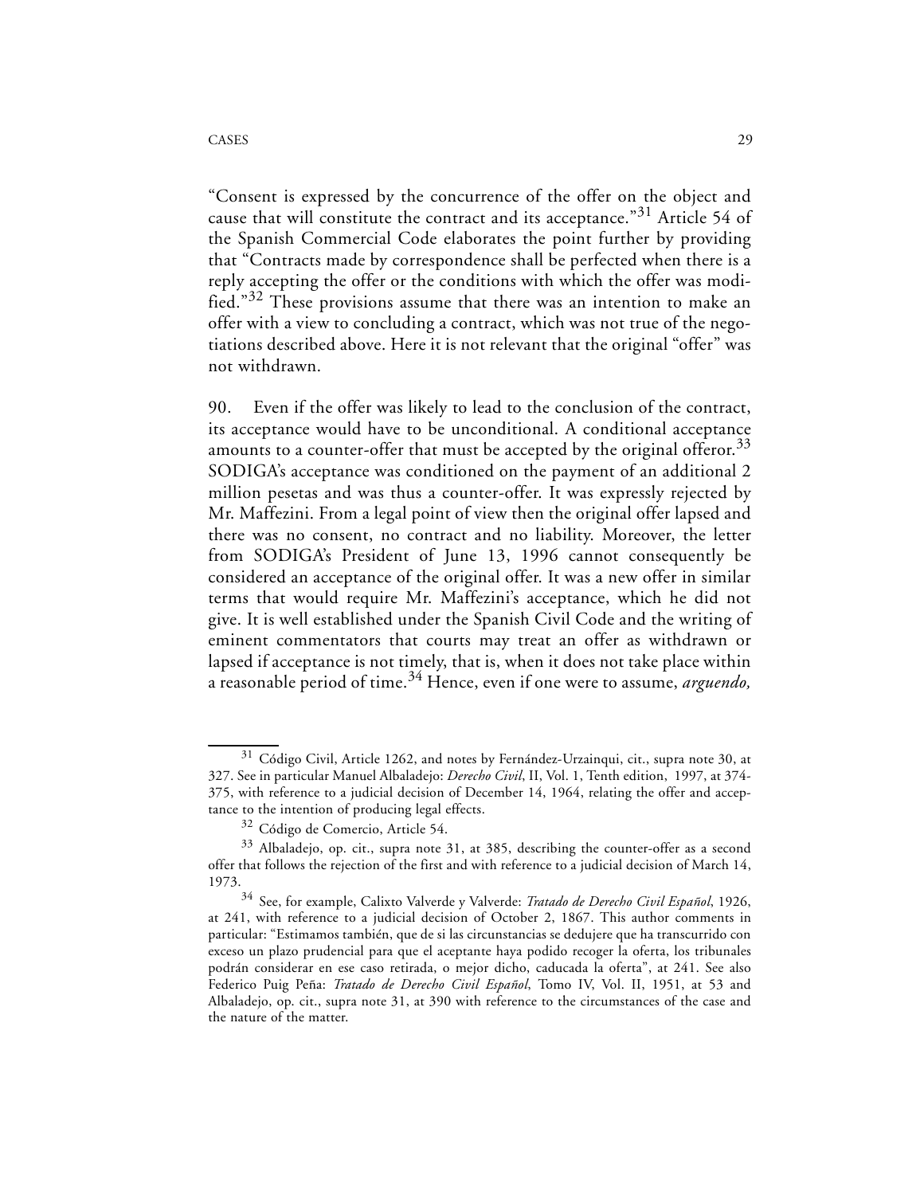"Consent is expressed by the concurrence of the offer on the object and cause that will constitute the contract and its acceptance."[31] Article 54 of the Spanish Commercial Code elaborates the point further by providing that "Contracts made by correspondence shall be perfected when there is a reply accepting the offer or the conditions with which the offer was modified."[32] These provisions assume that there was an intention to make an offer with a view to concluding a contract, which was not true of the negotiations described above. Here it is not relevant that the original "offer" was not withdrawn.

90. Even if the offer was likely to lead to the conclusion of the contract, its acceptance would have to be unconditional. A conditional acceptance amounts to a counter-offer that must be accepted by the original offeror.[33] SODIGA's acceptance was conditioned on the payment of an additional 2 million pesetas and was thus a counter-offer. It was expressly rejected by Mr. Maffezini. From a legal point of view then the original offer lapsed and there was no consent, no contract and no liability. Moreover, the letter from SODIGA's President of June 13, 1996 cannot consequently be considered an acceptance of the original offer. It was a new offer in similar terms that would require Mr. Maffezini's acceptance, which he did not give. It is well established under the Spanish Civil Code and the writing of eminent commentators that courts may treat an offer as withdrawn or lapsed if acceptance is not timely, that is, when it does not take place within a reasonable period of time.[34] Hence, even if one were to assume, *arguendo,*

---

[31] Código Civil, Article 1262, and notes by Fernández-Urzainqui, cit., supra note 30, at 327. See in particular Manuel Albaladejo: *Derecho Civil*, II, Vol. 1, Tenth edition, 1997, at 374-375, with reference to a judicial decision of December 14, 1964, relating the offer and acceptance to the intention of producing legal effects.

[32] Código de Comercio, Article 54.

[33] Albaladejo, op. cit., supra note 31, at 385, describing the counter-offer as a second offer that follows the rejection of the first and with reference to a judicial decision of March 14, 1973.

[34] See, for example, Calixto Valverde y Valverde: *Tratado de Derecho Civil Español*, 1926, at 241, with reference to a judicial decision of October 2, 1867. This author comments in particular: "Estimamos también, que de si las circunstancias se dedujere que ha transcurrido con exceso un plazo prudencial para que el aceptante haya podido recoger la oferta, los tribunales podrán considerar en ese caso retirada, o mejor dicho, caducada la oferta", at 241. See also Federico Puig Peña: *Tratado de Derecho Civil Español*, Tomo IV, Vol. II, 1951, at 53 and Albaladejo, op. cit., supra note 31, at 390 with reference to the circumstances of the case and the nature of the matter.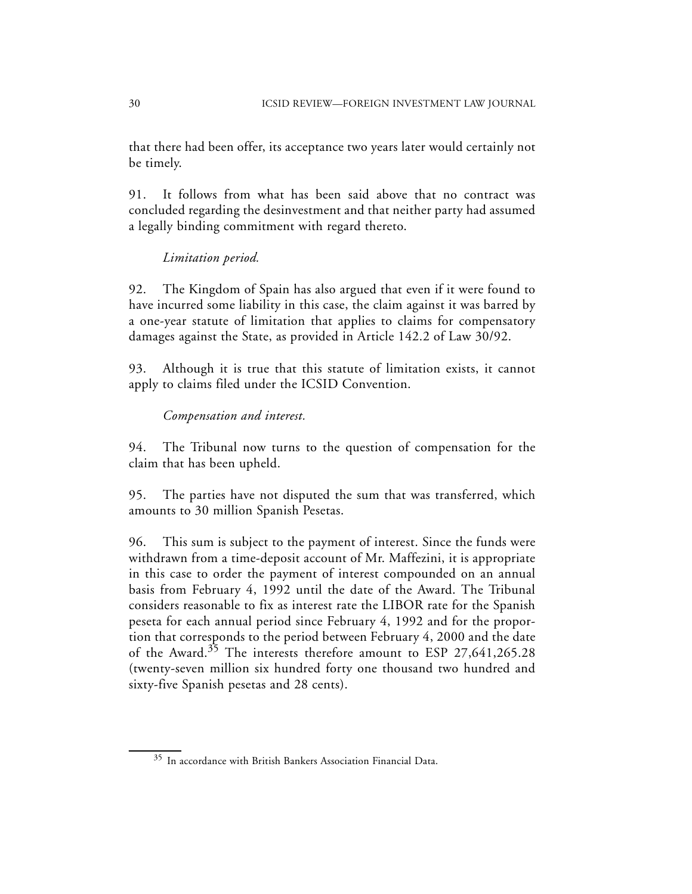that there had been offer, its acceptance two years later would certainly not be timely.

91. It follows from what has been said above that no contract was concluded regarding the desinvestment and that neither party had assumed a legally binding commitment with regard thereto.

*Limitation period.*

92. The Kingdom of Spain has also argued that even if it were found to have incurred some liability in this case, the claim against it was barred by a one-year statute of limitation that applies to claims for compensatory damages against the State, as provided in Article 142.2 of Law 30/92.

93. Although it is true that this statute of limitation exists, it cannot apply to claims filed under the ICSID Convention.

*Compensation and interest.*

94. The Tribunal now turns to the question of compensation for the claim that has been upheld.

95. The parties have not disputed the sum that was transferred, which amounts to 30 million Spanish Pesetas.

96. This sum is subject to the payment of interest. Since the funds were withdrawn from a time-deposit account of Mr. Maffezini, it is appropriate in this case to order the payment of interest compounded on an annual basis from February 4, 1992 until the date of the Award. The Tribunal considers reasonable to fix as interest rate the LIBOR rate for the Spanish peseta for each annual period since February 4, 1992 and for the proportion that corresponds to the period between February 4, 2000 and the date of the Award.[35] The interests therefore amount to ESP 27,641,265.28 (twenty-seven million six hundred forty one thousand two hundred and sixty-five Spanish pesetas and 28 cents).

[35] In accordance with British Bankers Association Financial Data.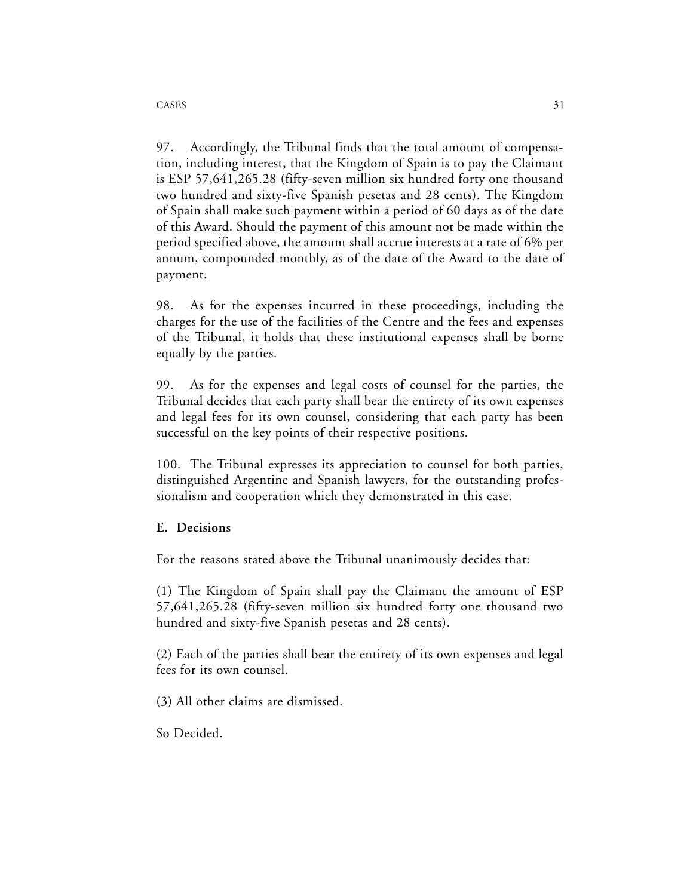97. Accordingly, the Tribunal finds that the total amount of compensation, including interest, that the Kingdom of Spain is to pay the Claimant is ESP 57,641,265.28 (fifty-seven million six hundred forty one thousand two hundred and sixty-five Spanish pesetas and 28 cents). The Kingdom of Spain shall make such payment within a period of 60 days as of the date of this Award. Should the payment of this amount not be made within the period specified above, the amount shall accrue interests at a rate of 6% per annum, compounded monthly, as of the date of the Award to the date of payment.

98. As for the expenses incurred in these proceedings, including the charges for the use of the facilities of the Centre and the fees and expenses of the Tribunal, it holds that these institutional expenses shall be borne equally by the parties.

99. As for the expenses and legal costs of counsel for the parties, the Tribunal decides that each party shall bear the entirety of its own expenses and legal fees for its own counsel, considering that each party has been successful on the key points of their respective positions.

100. The Tribunal expresses its appreciation to counsel for both parties, distinguished Argentine and Spanish lawyers, for the outstanding professionalism and cooperation which they demonstrated in this case.

**E. Decisions**

For the reasons stated above the Tribunal unanimously decides that:

(1) The Kingdom of Spain shall pay the Claimant the amount of ESP 57,641,265.28 (fifty-seven million six hundred forty one thousand two hundred and sixty-five Spanish pesetas and 28 cents).

(2) Each of the parties shall bear the entirety of its own expenses and legal fees for its own counsel.

(3) All other claims are dismissed.

So Decided.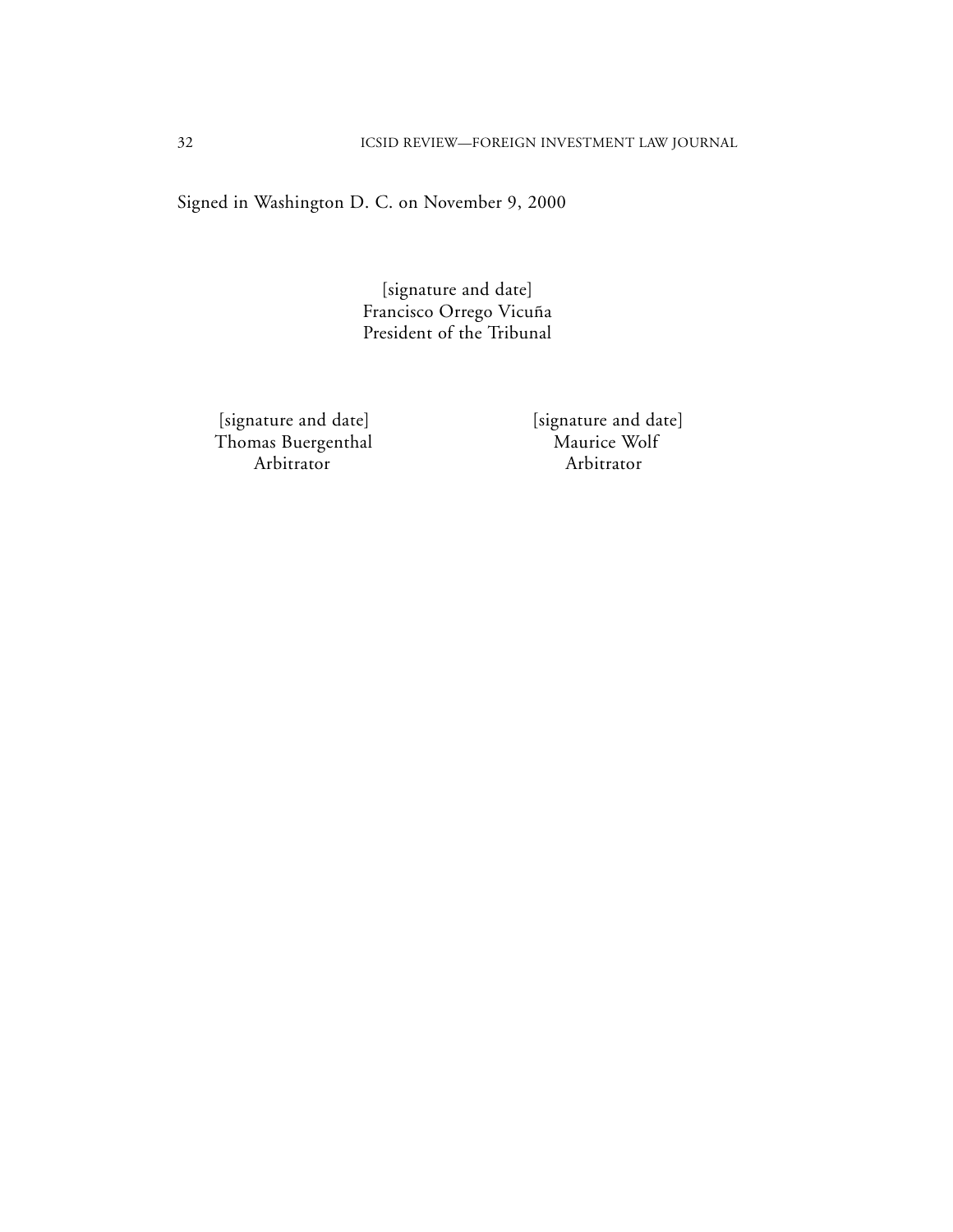Signed in Washington D. C. on November 9, 2000

[signature and date]
Francisco Orrego Vicuña
President of the Tribunal

[signature and date]
Thomas Buergenthal
Arbitrator

[signature and date]
Maurice Wolf
Arbitrator